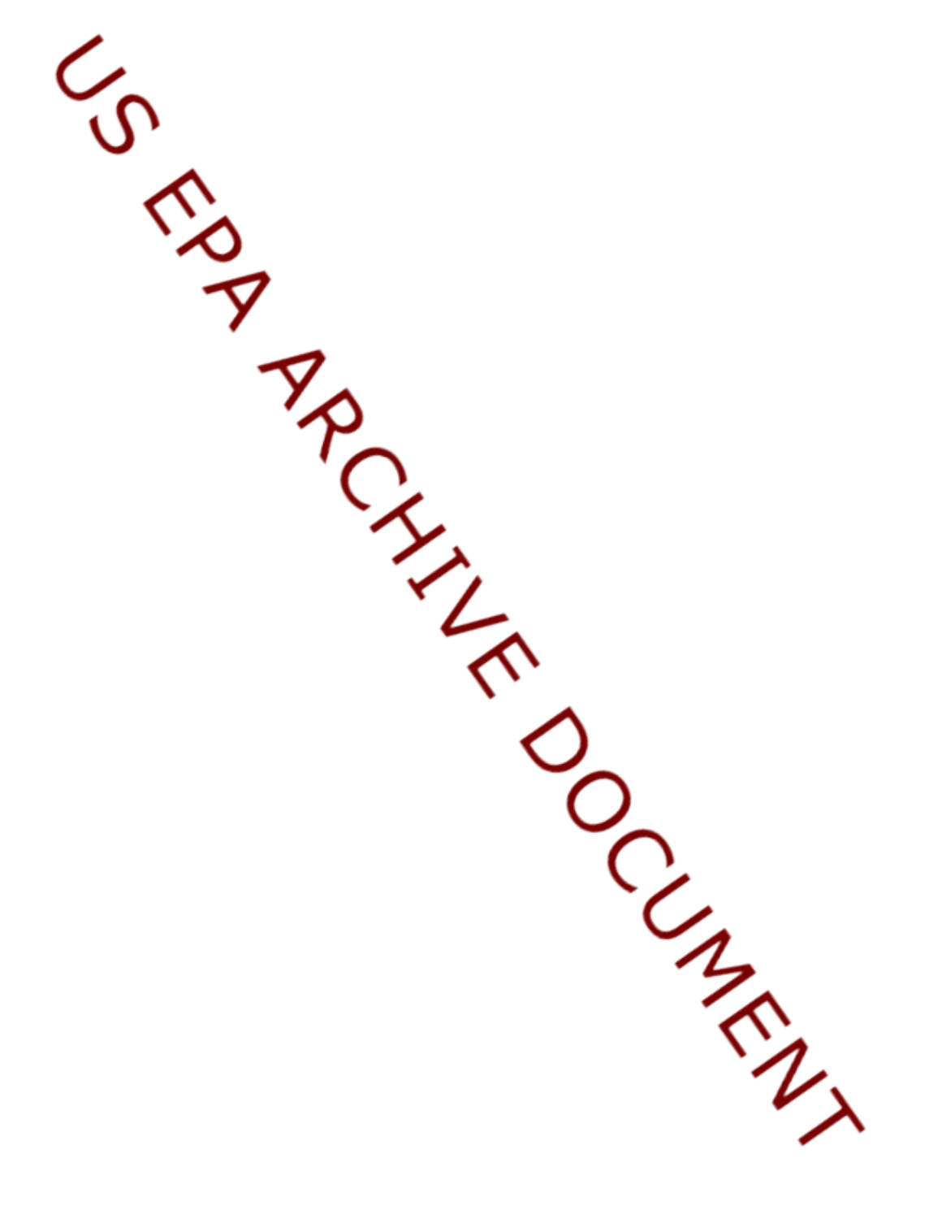US EPA ARCHIVE DOCUMENT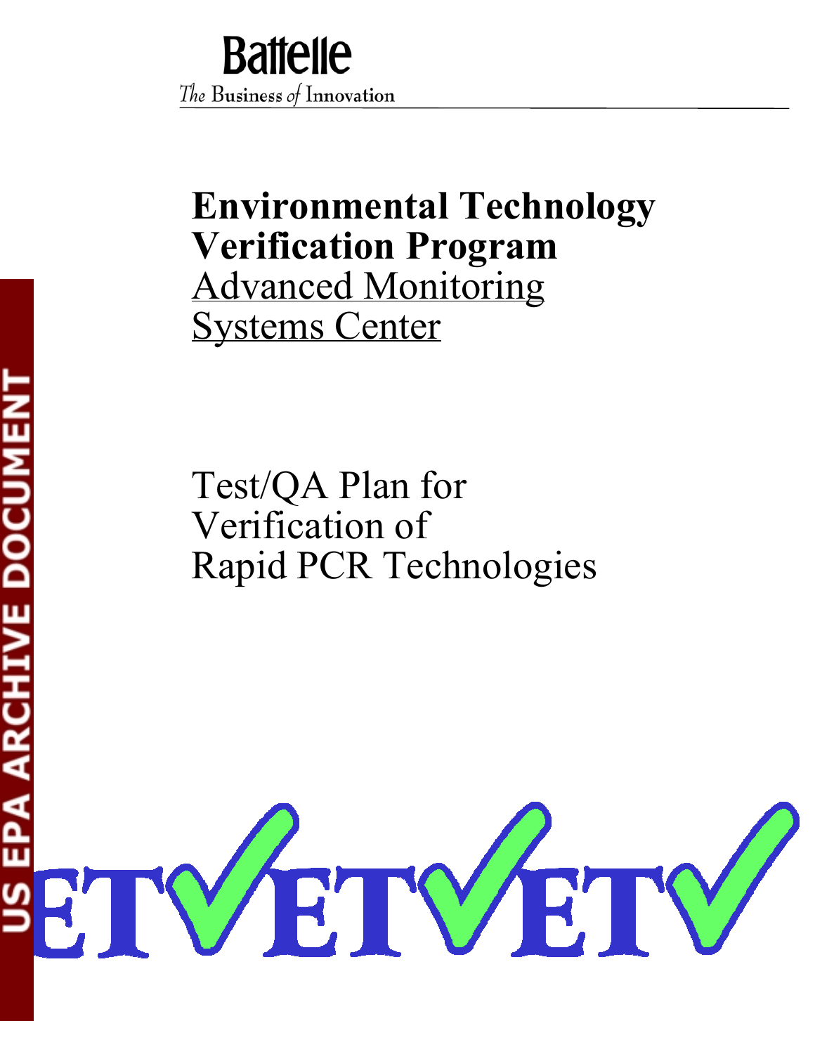Battelle

The Business of Innovation

# Environmental Technology Verification Program

Advanced Monitoring Systems Center

## Test/QA Plan for Verification of Rapid PCR Technologies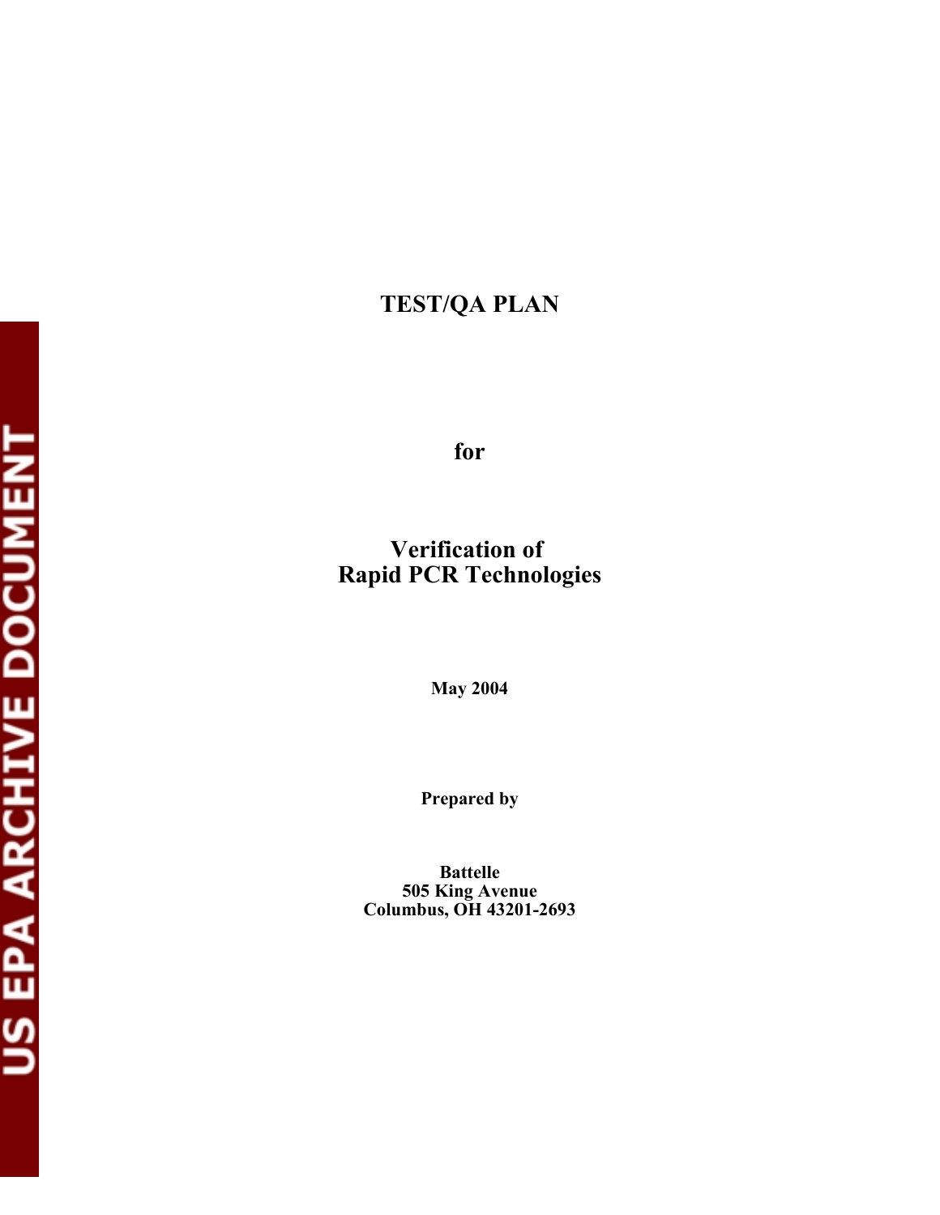# TEST/QA PLAN

**for**

# Verification of Rapid PCR Technologies

**May 2004**

**Prepared by**

**Battelle**
**505 King Avenue**
**Columbus, OH 43201-2693**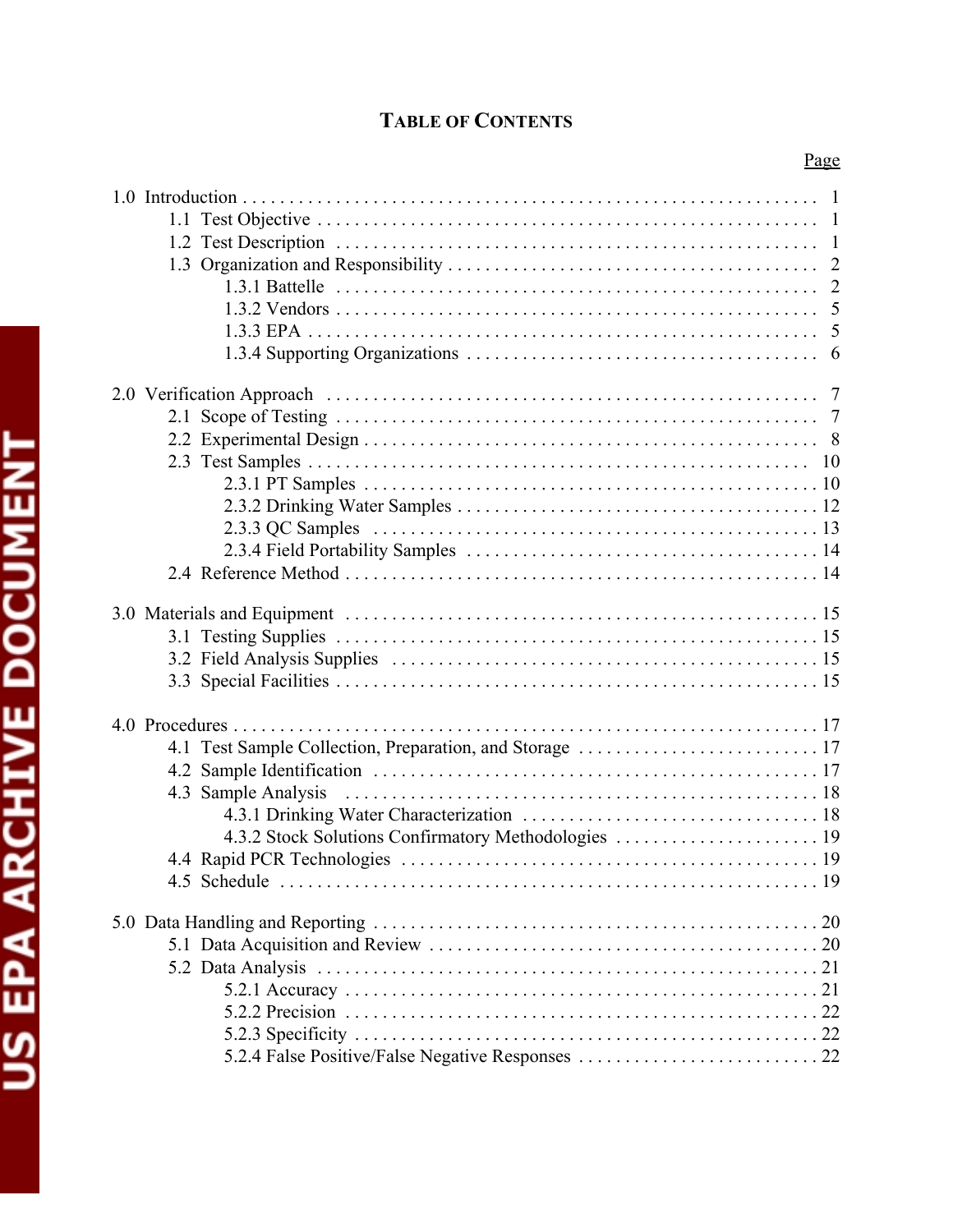# TABLE OF CONTENTS

| | Page |
|---|---|
| 1.0 Introduction | 1 |
| 1.1 Test Objective | 1 |
| 1.2 Test Description | 1 |
| 1.3 Organization and Responsibility | 2 |
| 1.3.1 Battelle | 2 |
| 1.3.2 Vendors | 5 |
| 1.3.3 EPA | 5 |
| 1.3.4 Supporting Organizations | 6 |
| 2.0 Verification Approach | 7 |
| 2.1 Scope of Testing | 7 |
| 2.2 Experimental Design | 8 |
| 2.3 Test Samples | 10 |
| 2.3.1 PT Samples | 10 |
| 2.3.2 Drinking Water Samples | 12 |
| 2.3.3 QC Samples | 13 |
| 2.3.4 Field Portability Samples | 14 |
| 2.4 Reference Method | 14 |
| 3.0 Materials and Equipment | 15 |
| 3.1 Testing Supplies | 15 |
| 3.2 Field Analysis Supplies | 15 |
| 3.3 Special Facilities | 15 |
| 4.0 Procedures | 17 |
| 4.1 Test Sample Collection, Preparation, and Storage | 17 |
| 4.2 Sample Identification | 17 |
| 4.3 Sample Analysis | 18 |
| 4.3.1 Drinking Water Characterization | 18 |
| 4.3.2 Stock Solutions Confirmatory Methodologies | 19 |
| 4.4 Rapid PCR Technologies | 19 |
| 4.5 Schedule | 19 |
| 5.0 Data Handling and Reporting | 20 |
| 5.1 Data Acquisition and Review | 20 |
| 5.2 Data Analysis | 21 |
| 5.2.1 Accuracy | 21 |
| 5.2.2 Precision | 22 |
| 5.2.3 Specificity | 22 |
| 5.2.4 False Positive/False Negative Responses | 22 |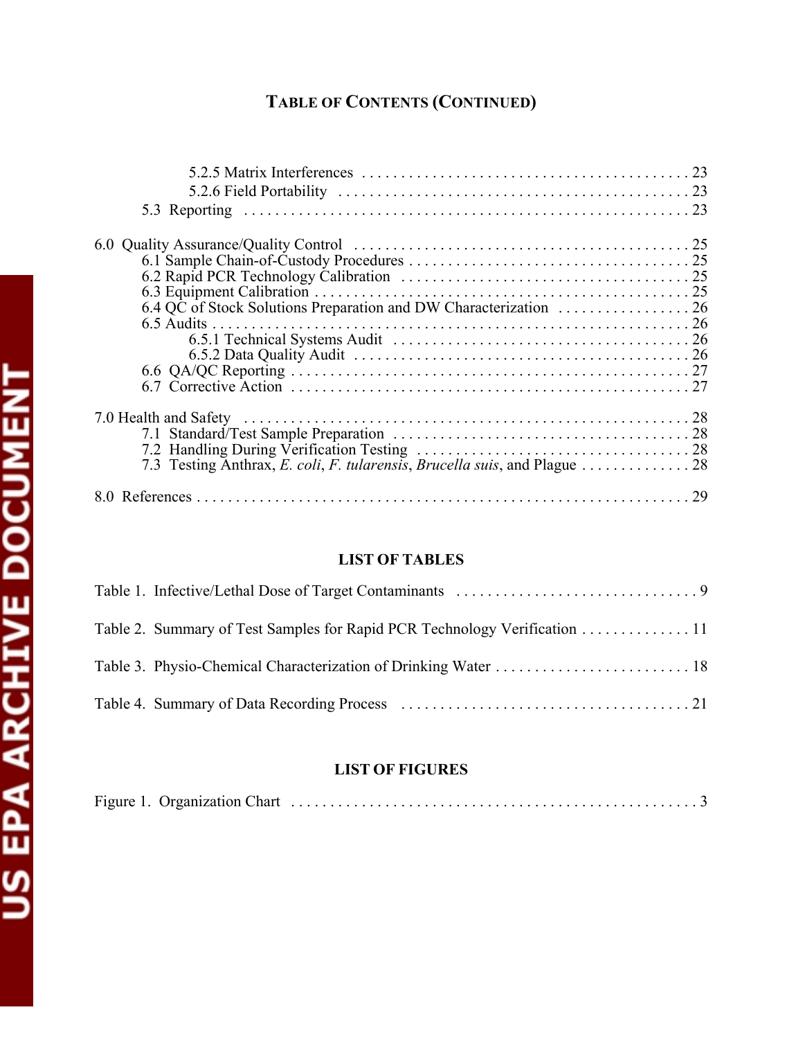## TABLE OF CONTENTS (CONTINUED)

- 5.2.5 Matrix Interferences . . . . . . . . . . . . . . . . . . . . . . . . . . . . . . . . . . . . . . . . . . 23
- 5.2.6 Field Portability . . . . . . . . . . . . . . . . . . . . . . . . . . . . . . . . . . . . . . . . . . . . . 23
- 5.3 Reporting . . . . . . . . . . . . . . . . . . . . . . . . . . . . . . . . . . . . . . . . . . . . . . . . . . . . 23

6.0 Quality Assurance/Quality Control . . . . . . . . . . . . . . . . . . . . . . . . . . . . . . . . . . . . . . . . . . 25
- 6.1 Sample Chain-of-Custody Procedures . . . . . . . . . . . . . . . . . . . . . . . . . . . . . . . . . . . 25
- 6.2 Rapid PCR Technology Calibration . . . . . . . . . . . . . . . . . . . . . . . . . . . . . . . . . . . . 25
- 6.3 Equipment Calibration . . . . . . . . . . . . . . . . . . . . . . . . . . . . . . . . . . . . . . . . . . . . . 25
- 6.4 QC of Stock Solutions Preparation and DW Characterization . . . . . . . . . . . . . . . . . 26
- 6.5 Audits . . . . . . . . . . . . . . . . . . . . . . . . . . . . . . . . . . . . . . . . . . . . . . . . . . . . . . . . . . 26
  - 6.5.1 Technical Systems Audit . . . . . . . . . . . . . . . . . . . . . . . . . . . . . . . . . . . . . . 26
  - 6.5.2 Data Quality Audit . . . . . . . . . . . . . . . . . . . . . . . . . . . . . . . . . . . . . . . . . . . 26
- 6.6 QA/QC Reporting . . . . . . . . . . . . . . . . . . . . . . . . . . . . . . . . . . . . . . . . . . . . . . . . . . 27
- 6.7 Corrective Action . . . . . . . . . . . . . . . . . . . . . . . . . . . . . . . . . . . . . . . . . . . . . . . . . . 27

7.0 Health and Safety . . . . . . . . . . . . . . . . . . . . . . . . . . . . . . . . . . . . . . . . . . . . . . . . . . . . . . . . 28
- 7.1 Standard/Test Sample Preparation . . . . . . . . . . . . . . . . . . . . . . . . . . . . . . . . . . . . . . 28
- 7.2 Handling During Verification Testing . . . . . . . . . . . . . . . . . . . . . . . . . . . . . . . . . . . 28
- 7.3 Testing Anthrax, *E. coli*, *F. tularensis*, *Brucella suis*, and Plague . . . . . . . . . . . . . . 28

8.0 References . . . . . . . . . . . . . . . . . . . . . . . . . . . . . . . . . . . . . . . . . . . . . . . . . . . . . . . . . . . . . 29

## LIST OF TABLES

Table 1. Infective/Lethal Dose of Target Contaminants . . . . . . . . . . . . . . . . . . . . . . . . . . . . . . . 9

Table 2. Summary of Test Samples for Rapid PCR Technology Verification . . . . . . . . . . . . . . 11

Table 3. Physio-Chemical Characterization of Drinking Water . . . . . . . . . . . . . . . . . . . . . . . . . 18

Table 4. Summary of Data Recording Process . . . . . . . . . . . . . . . . . . . . . . . . . . . . . . . . . . . . . 21

## LIST OF FIGURES

Figure 1. Organization Chart . . . . . . . . . . . . . . . . . . . . . . . . . . . . . . . . . . . . . . . . . . . . . . . . . . . . 3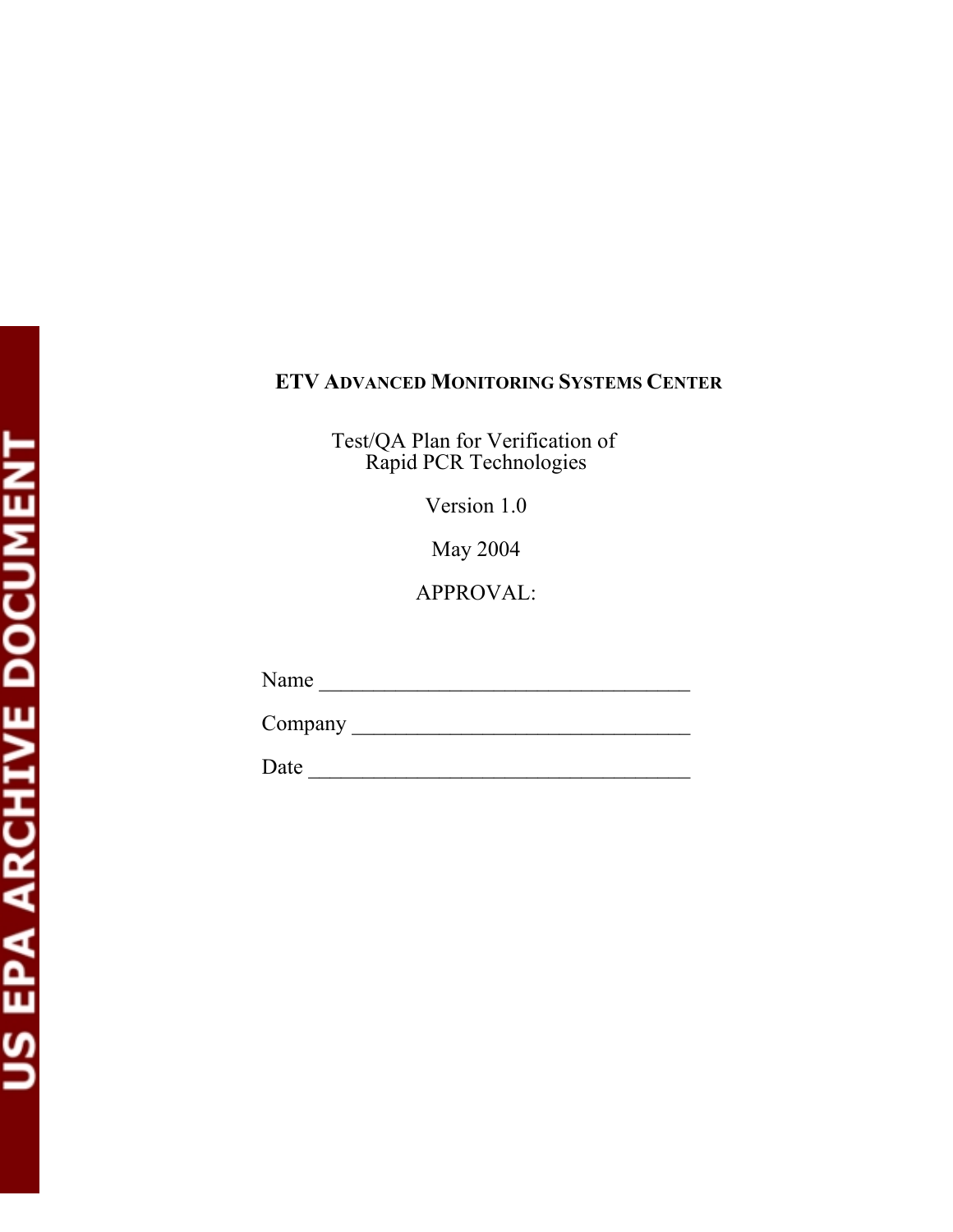**ETV ADVANCED MONITORING SYSTEMS CENTER**

Test/QA Plan for Verification of
Rapid PCR Technologies

Version 1.0

May 2004

APPROVAL:

Name ________________________________

Company ______________________________

Date _________________________________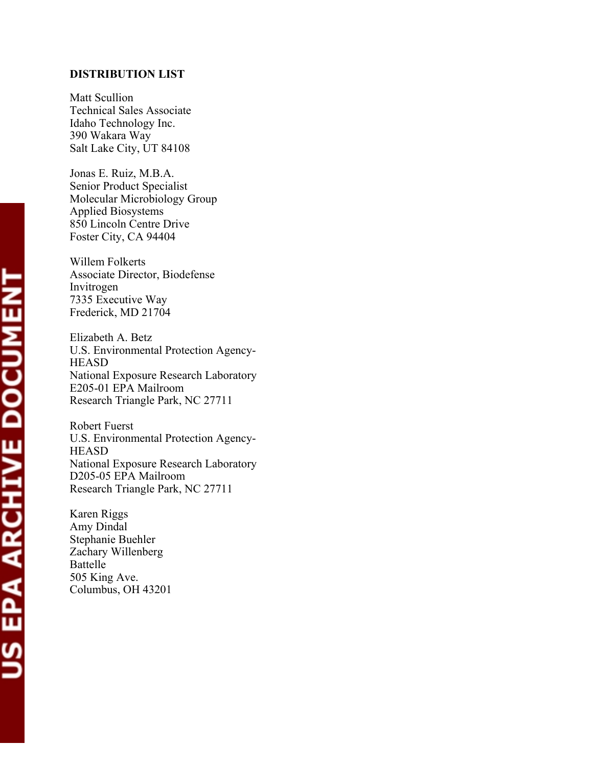**DISTRIBUTION LIST**

Matt Scullion
Technical Sales Associate
Idaho Technology Inc.
390 Wakara Way
Salt Lake City, UT 84108

Jonas E. Ruiz, M.B.A.
Senior Product Specialist
Molecular Microbiology Group
Applied Biosystems
850 Lincoln Centre Drive
Foster City, CA 94404

Willem Folkerts
Associate Director, Biodefense
Invitrogen
7335 Executive Way
Frederick, MD 21704

Elizabeth A. Betz
U.S. Environmental Protection Agency-HEASD
National Exposure Research Laboratory
E205-01 EPA Mailroom
Research Triangle Park, NC 27711

Robert Fuerst
U.S. Environmental Protection Agency-HEASD
National Exposure Research Laboratory
D205-05 EPA Mailroom
Research Triangle Park, NC 27711

Karen Riggs
Amy Dindal
Stephanie Buehler
Zachary Willenberg
Battelle
505 King Ave.
Columbus, OH 43201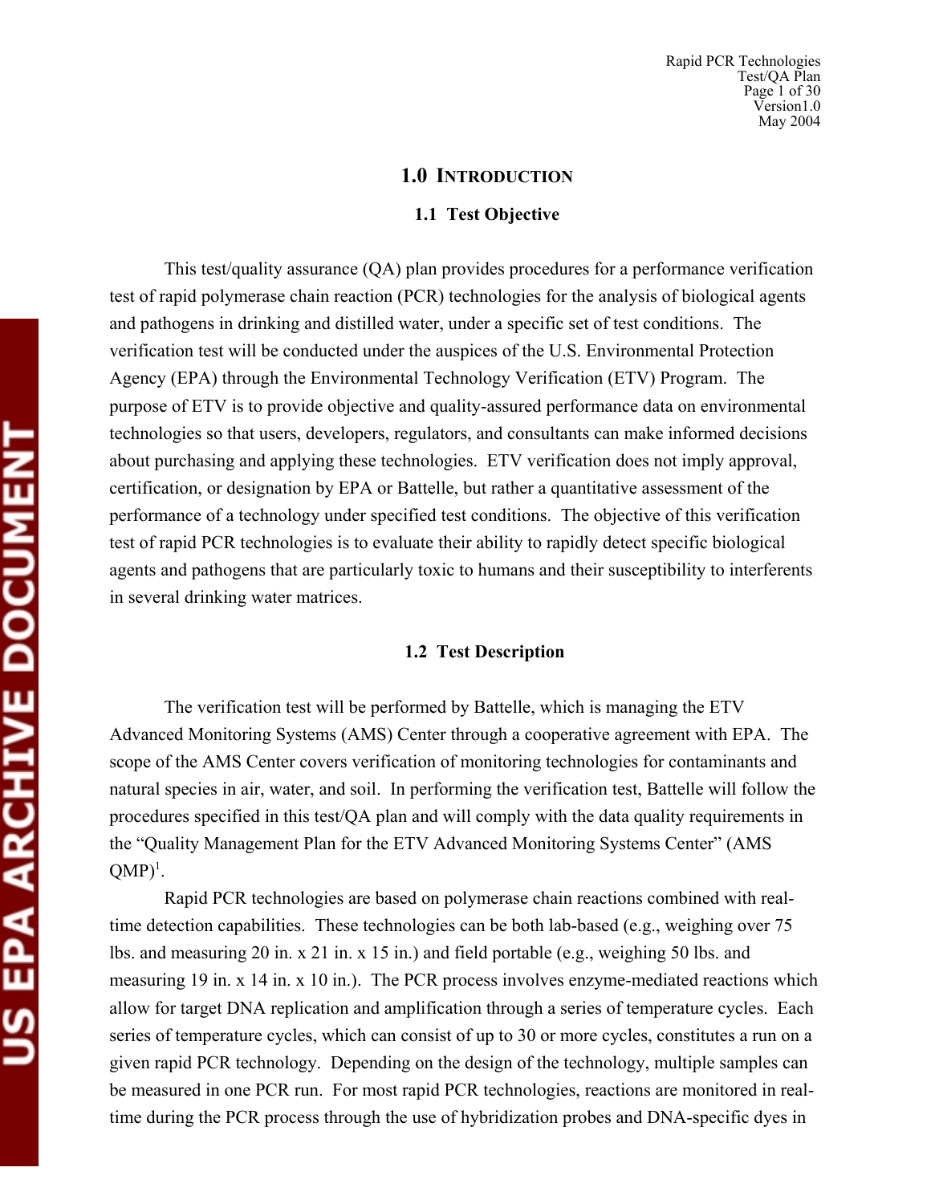# 1.0 INTRODUCTION

## 1.1 Test Objective

This test/quality assurance (QA) plan provides procedures for a performance verification test of rapid polymerase chain reaction (PCR) technologies for the analysis of biological agents and pathogens in drinking and distilled water, under a specific set of test conditions. The verification test will be conducted under the auspices of the U.S. Environmental Protection Agency (EPA) through the Environmental Technology Verification (ETV) Program. The purpose of ETV is to provide objective and quality-assured performance data on environmental technologies so that users, developers, regulators, and consultants can make informed decisions about purchasing and applying these technologies. ETV verification does not imply approval, certification, or designation by EPA or Battelle, but rather a quantitative assessment of the performance of a technology under specified test conditions. The objective of this verification test of rapid PCR technologies is to evaluate their ability to rapidly detect specific biological agents and pathogens that are particularly toxic to humans and their susceptibility to interferents in several drinking water matrices.

## 1.2 Test Description

The verification test will be performed by Battelle, which is managing the ETV Advanced Monitoring Systems (AMS) Center through a cooperative agreement with EPA. The scope of the AMS Center covers verification of monitoring technologies for contaminants and natural species in air, water, and soil. In performing the verification test, Battelle will follow the procedures specified in this test/QA plan and will comply with the data quality requirements in the "Quality Management Plan for the ETV Advanced Monitoring Systems Center" (AMS QMP)[1].

Rapid PCR technologies are based on polymerase chain reactions combined with real-time detection capabilities. These technologies can be both lab-based (e.g., weighing over 75 lbs. and measuring 20 in. x 21 in. x 15 in.) and field portable (e.g., weighing 50 lbs. and measuring 19 in. x 14 in. x 10 in.). The PCR process involves enzyme-mediated reactions which allow for target DNA replication and amplification through a series of temperature cycles. Each series of temperature cycles, which can consist of up to 30 or more cycles, constitutes a run on a given rapid PCR technology. Depending on the design of the technology, multiple samples can be measured in one PCR run. For most rapid PCR technologies, reactions are monitored in real-time during the PCR process through the use of hybridization probes and DNA-specific dyes in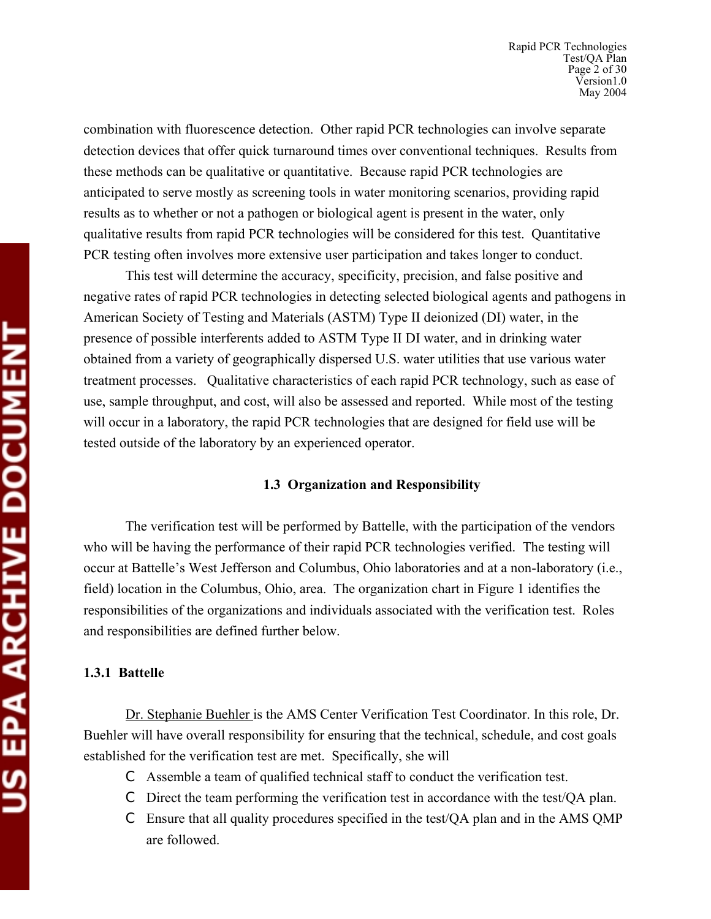combination with fluorescence detection. Other rapid PCR technologies can involve separate detection devices that offer quick turnaround times over conventional techniques. Results from these methods can be qualitative or quantitative. Because rapid PCR technologies are anticipated to serve mostly as screening tools in water monitoring scenarios, providing rapid results as to whether or not a pathogen or biological agent is present in the water, only qualitative results from rapid PCR technologies will be considered for this test. Quantitative PCR testing often involves more extensive user participation and takes longer to conduct.

This test will determine the accuracy, specificity, precision, and false positive and negative rates of rapid PCR technologies in detecting selected biological agents and pathogens in American Society of Testing and Materials (ASTM) Type II deionized (DI) water, in the presence of possible interferents added to ASTM Type II DI water, and in drinking water obtained from a variety of geographically dispersed U.S. water utilities that use various water treatment processes. Qualitative characteristics of each rapid PCR technology, such as ease of use, sample throughput, and cost, will also be assessed and reported. While most of the testing will occur in a laboratory, the rapid PCR technologies that are designed for field use will be tested outside of the laboratory by an experienced operator.

## 1.3 Organization and Responsibility

The verification test will be performed by Battelle, with the participation of the vendors who will be having the performance of their rapid PCR technologies verified. The testing will occur at Battelle's West Jefferson and Columbus, Ohio laboratories and at a non-laboratory (i.e., field) location in the Columbus, Ohio, area. The organization chart in Figure 1 identifies the responsibilities of the organizations and individuals associated with the verification test. Roles and responsibilities are defined further below.

### 1.3.1 Battelle

Dr. Stephanie Buehler is the AMS Center Verification Test Coordinator. In this role, Dr. Buehler will have overall responsibility for ensuring that the technical, schedule, and cost goals established for the verification test are met. Specifically, she will

- Assemble a team of qualified technical staff to conduct the verification test.
- Direct the team performing the verification test in accordance with the test/QA plan.
- Ensure that all quality procedures specified in the test/QA plan and in the AMS QMP are followed.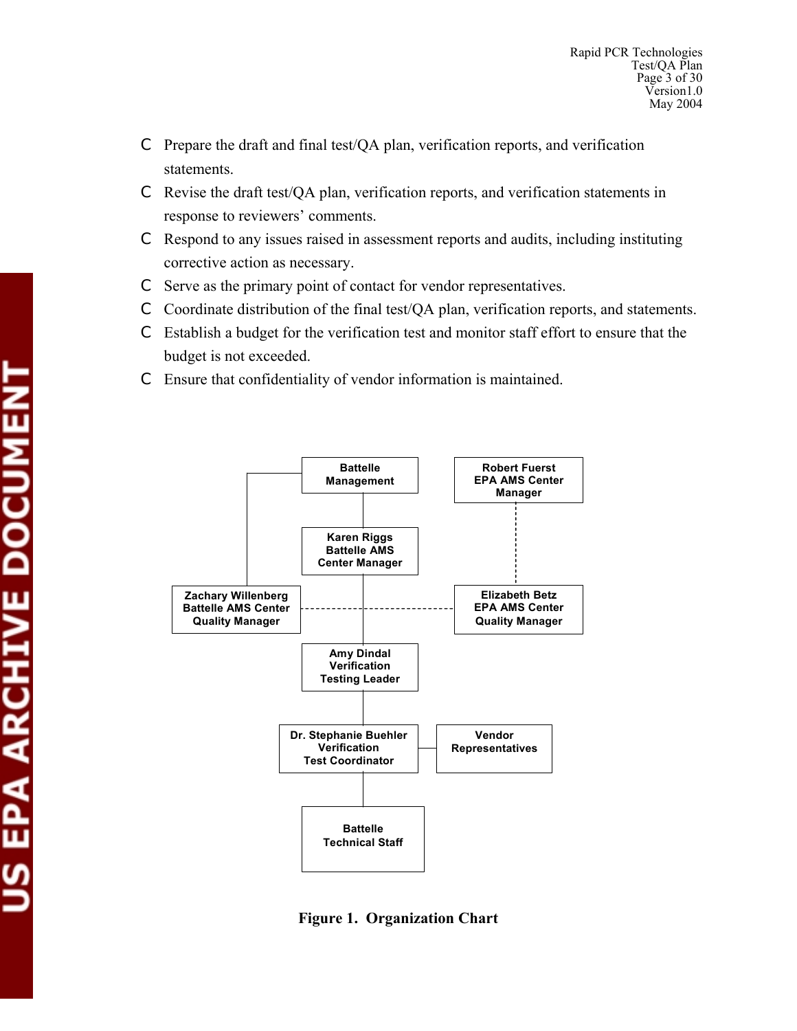- Prepare the draft and final test/QA plan, verification reports, and verification statements.
- Revise the draft test/QA plan, verification reports, and verification statements in response to reviewers' comments.
- Respond to any issues raised in assessment reports and audits, including instituting corrective action as necessary.
- Serve as the primary point of contact for vendor representatives.
- Coordinate distribution of the final test/QA plan, verification reports, and statements.
- Establish a budget for the verification test and monitor staff effort to ensure that the budget is not exceeded.
- Ensure that confidentiality of vendor information is maintained.

Battelle Management

Robert Fuerst
EPA AMS Center
Manager

Karen Riggs
Battelle AMS
Center Manager

Zachary Willenberg
Battelle AMS Center
Quality Manager

Elizabeth Betz
EPA AMS Center
Quality Manager

Amy Dindal
Verification
Testing Leader

Dr. Stephanie Buehler
Verification
Test Coordinator

Vendor
Representatives

Battelle
Technical Staff

**Figure 1. Organization Chart**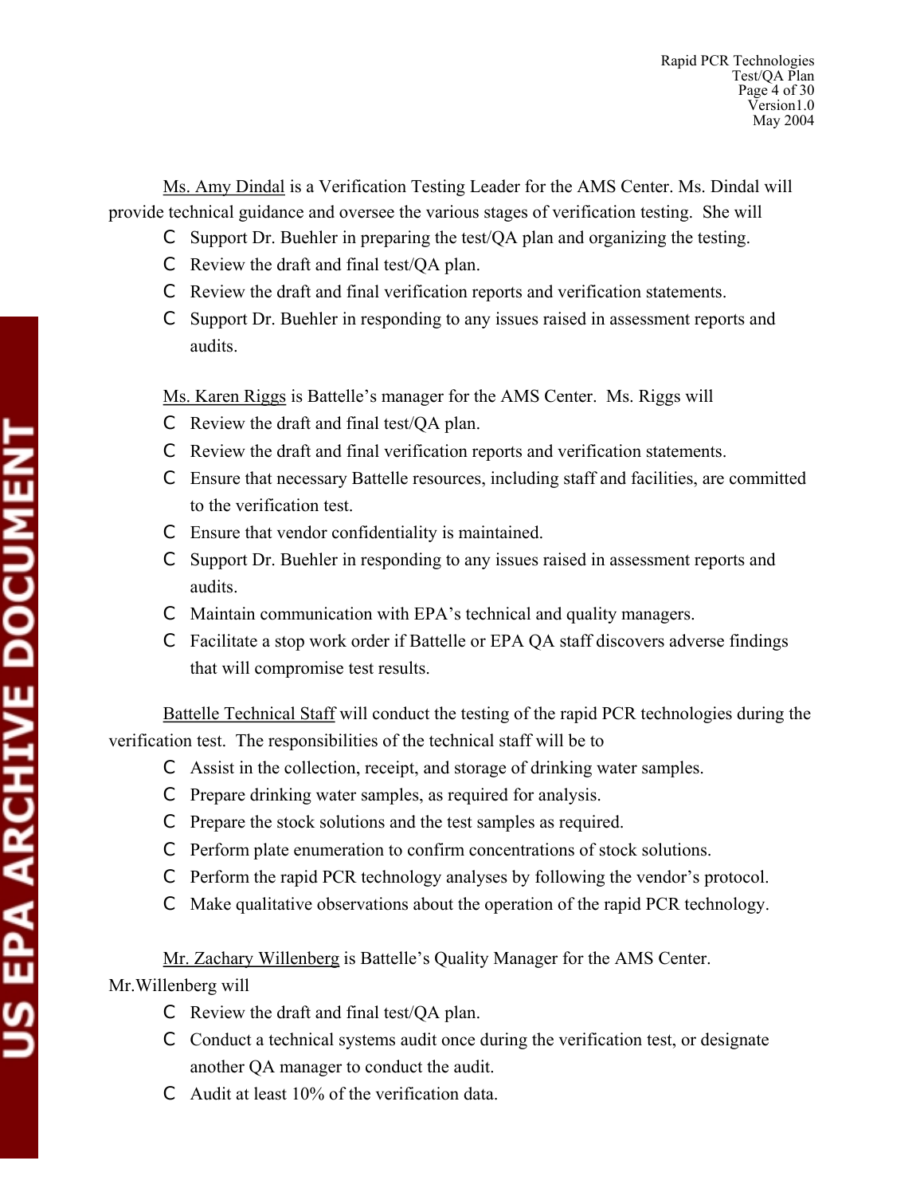Ms. Amy Dindal is a Verification Testing Leader for the AMS Center. Ms. Dindal will provide technical guidance and oversee the various stages of verification testing. She will

- Support Dr. Buehler in preparing the test/QA plan and organizing the testing.
- Review the draft and final test/QA plan.
- Review the draft and final verification reports and verification statements.
- Support Dr. Buehler in responding to any issues raised in assessment reports and audits.

Ms. Karen Riggs is Battelle's manager for the AMS Center. Ms. Riggs will

- Review the draft and final test/QA plan.
- Review the draft and final verification reports and verification statements.
- Ensure that necessary Battelle resources, including staff and facilities, are committed to the verification test.
- Ensure that vendor confidentiality is maintained.
- Support Dr. Buehler in responding to any issues raised in assessment reports and audits.
- Maintain communication with EPA's technical and quality managers.
- Facilitate a stop work order if Battelle or EPA QA staff discovers adverse findings that will compromise test results.

Battelle Technical Staff will conduct the testing of the rapid PCR technologies during the verification test. The responsibilities of the technical staff will be to

- Assist in the collection, receipt, and storage of drinking water samples.
- Prepare drinking water samples, as required for analysis.
- Prepare the stock solutions and the test samples as required.
- Perform plate enumeration to confirm concentrations of stock solutions.
- Perform the rapid PCR technology analyses by following the vendor's protocol.
- Make qualitative observations about the operation of the rapid PCR technology.

Mr. Zachary Willenberg is Battelle's Quality Manager for the AMS Center. Mr.Willenberg will

- Review the draft and final test/QA plan.
- Conduct a technical systems audit once during the verification test, or designate another QA manager to conduct the audit.
- Audit at least 10% of the verification data.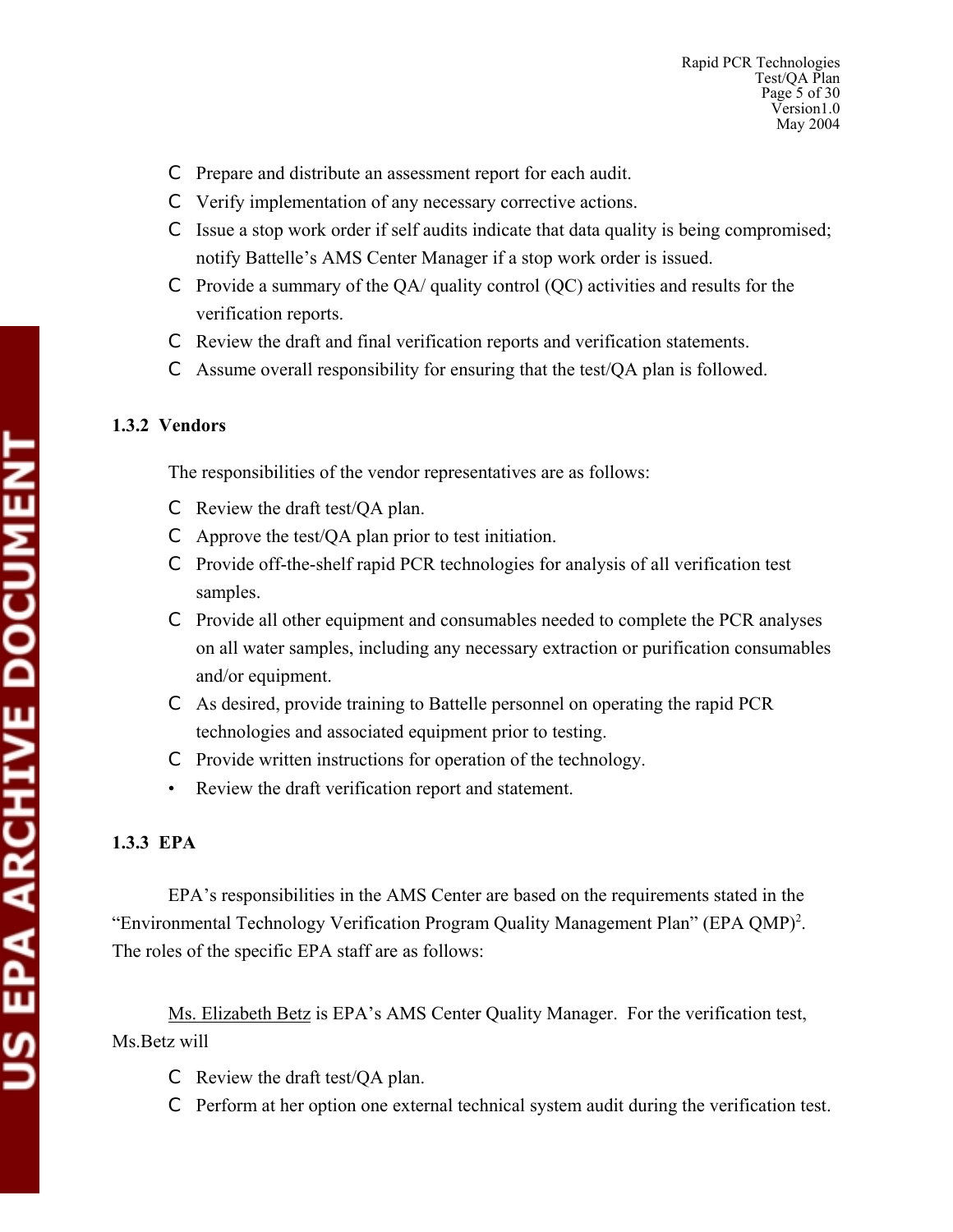- Prepare and distribute an assessment report for each audit.
- Verify implementation of any necessary corrective actions.
- Issue a stop work order if self audits indicate that data quality is being compromised; notify Battelle's AMS Center Manager if a stop work order is issued.
- Provide a summary of the QA/ quality control (QC) activities and results for the verification reports.
- Review the draft and final verification reports and verification statements.
- Assume overall responsibility for ensuring that the test/QA plan is followed.

### 1.3.2 Vendors

The responsibilities of the vendor representatives are as follows:

- Review the draft test/QA plan.
- Approve the test/QA plan prior to test initiation.
- Provide off-the-shelf rapid PCR technologies for analysis of all verification test samples.
- Provide all other equipment and consumables needed to complete the PCR analyses on all water samples, including any necessary extraction or purification consumables and/or equipment.
- As desired, provide training to Battelle personnel on operating the rapid PCR technologies and associated equipment prior to testing.
- Provide written instructions for operation of the technology.
- Review the draft verification report and statement.

### 1.3.3 EPA

EPA's responsibilities in the AMS Center are based on the requirements stated in the "Environmental Technology Verification Program Quality Management Plan" (EPA QMP)[2]. The roles of the specific EPA staff are as follows:

Ms. Elizabeth Betz is EPA's AMS Center Quality Manager. For the verification test, Ms.Betz will

- Review the draft test/QA plan.
- Perform at her option one external technical system audit during the verification test.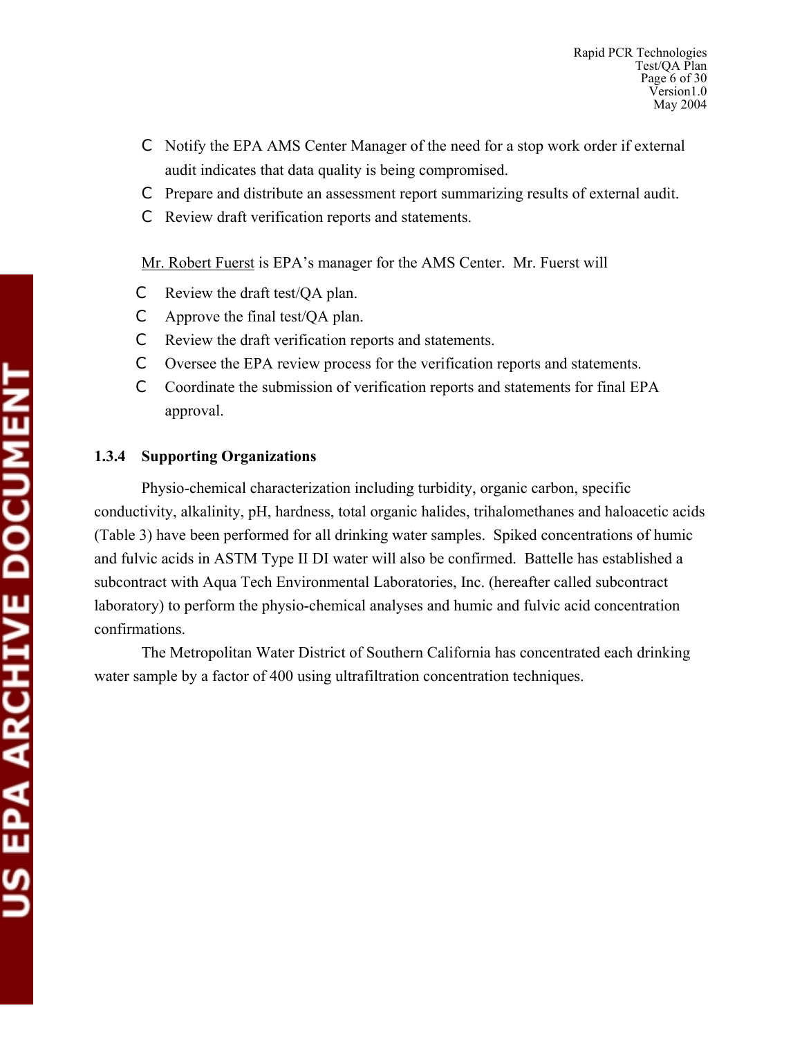- Notify the EPA AMS Center Manager of the need for a stop work order if external audit indicates that data quality is being compromised.
- Prepare and distribute an assessment report summarizing results of external audit.
- Review draft verification reports and statements.

Mr. Robert Fuerst is EPA's manager for the AMS Center. Mr. Fuerst will

- Review the draft test/QA plan.
- Approve the final test/QA plan.
- Review the draft verification reports and statements.
- Oversee the EPA review process for the verification reports and statements.
- Coordinate the submission of verification reports and statements for final EPA approval.

### 1.3.4 Supporting Organizations

Physio-chemical characterization including turbidity, organic carbon, specific conductivity, alkalinity, pH, hardness, total organic halides, trihalomethanes and haloacetic acids (Table 3) have been performed for all drinking water samples. Spiked concentrations of humic and fulvic acids in ASTM Type II DI water will also be confirmed. Battelle has established a subcontract with Aqua Tech Environmental Laboratories, Inc. (hereafter called subcontract laboratory) to perform the physio-chemical analyses and humic and fulvic acid concentration confirmations.

The Metropolitan Water District of Southern California has concentrated each drinking water sample by a factor of 400 using ultrafiltration concentration techniques.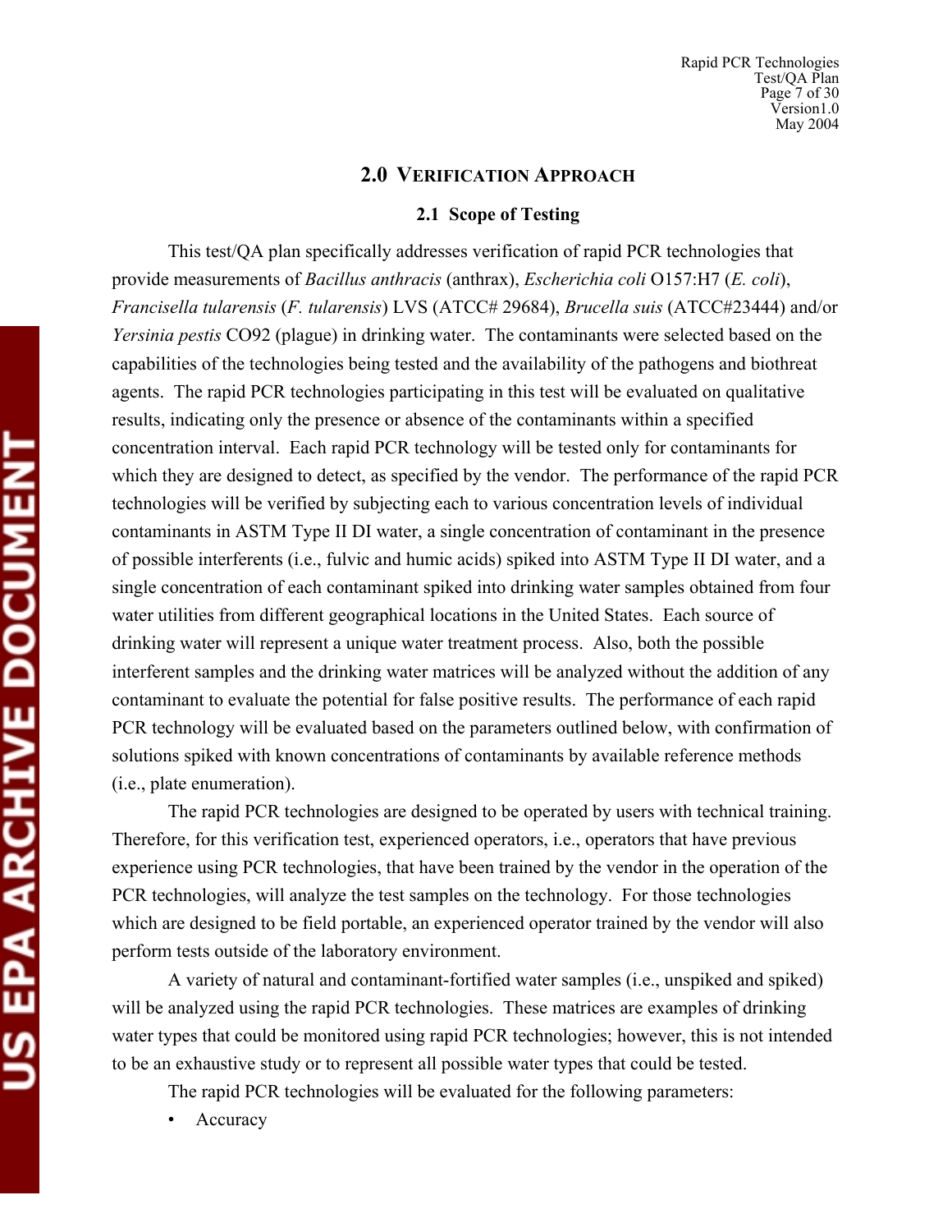## 2.0 VERIFICATION APPROACH

### 2.1 Scope of Testing

This test/QA plan specifically addresses verification of rapid PCR technologies that provide measurements of *Bacillus anthracis* (anthrax), *Escherichia coli* O157:H7 (*E. coli*), *Francisella tularensis* (*F. tularensis*) LVS (ATCC# 29684), *Brucella suis* (ATCC#23444) and/or *Yersinia pestis* CO92 (plague) in drinking water. The contaminants were selected based on the capabilities of the technologies being tested and the availability of the pathogens and biothreat agents. The rapid PCR technologies participating in this test will be evaluated on qualitative results, indicating only the presence or absence of the contaminants within a specified concentration interval. Each rapid PCR technology will be tested only for contaminants for which they are designed to detect, as specified by the vendor. The performance of the rapid PCR technologies will be verified by subjecting each to various concentration levels of individual contaminants in ASTM Type II DI water, a single concentration of contaminant in the presence of possible interferents (i.e., fulvic and humic acids) spiked into ASTM Type II DI water, and a single concentration of each contaminant spiked into drinking water samples obtained from four water utilities from different geographical locations in the United States. Each source of drinking water will represent a unique water treatment process. Also, both the possible interferent samples and the drinking water matrices will be analyzed without the addition of any contaminant to evaluate the potential for false positive results. The performance of each rapid PCR technology will be evaluated based on the parameters outlined below, with confirmation of solutions spiked with known concentrations of contaminants by available reference methods (i.e., plate enumeration).

The rapid PCR technologies are designed to be operated by users with technical training. Therefore, for this verification test, experienced operators, i.e., operators that have previous experience using PCR technologies, that have been trained by the vendor in the operation of the PCR technologies, will analyze the test samples on the technology. For those technologies which are designed to be field portable, an experienced operator trained by the vendor will also perform tests outside of the laboratory environment.

A variety of natural and contaminant-fortified water samples (i.e., unspiked and spiked) will be analyzed using the rapid PCR technologies. These matrices are examples of drinking water types that could be monitored using rapid PCR technologies; however, this is not intended to be an exhaustive study or to represent all possible water types that could be tested.

The rapid PCR technologies will be evaluated for the following parameters:

- Accuracy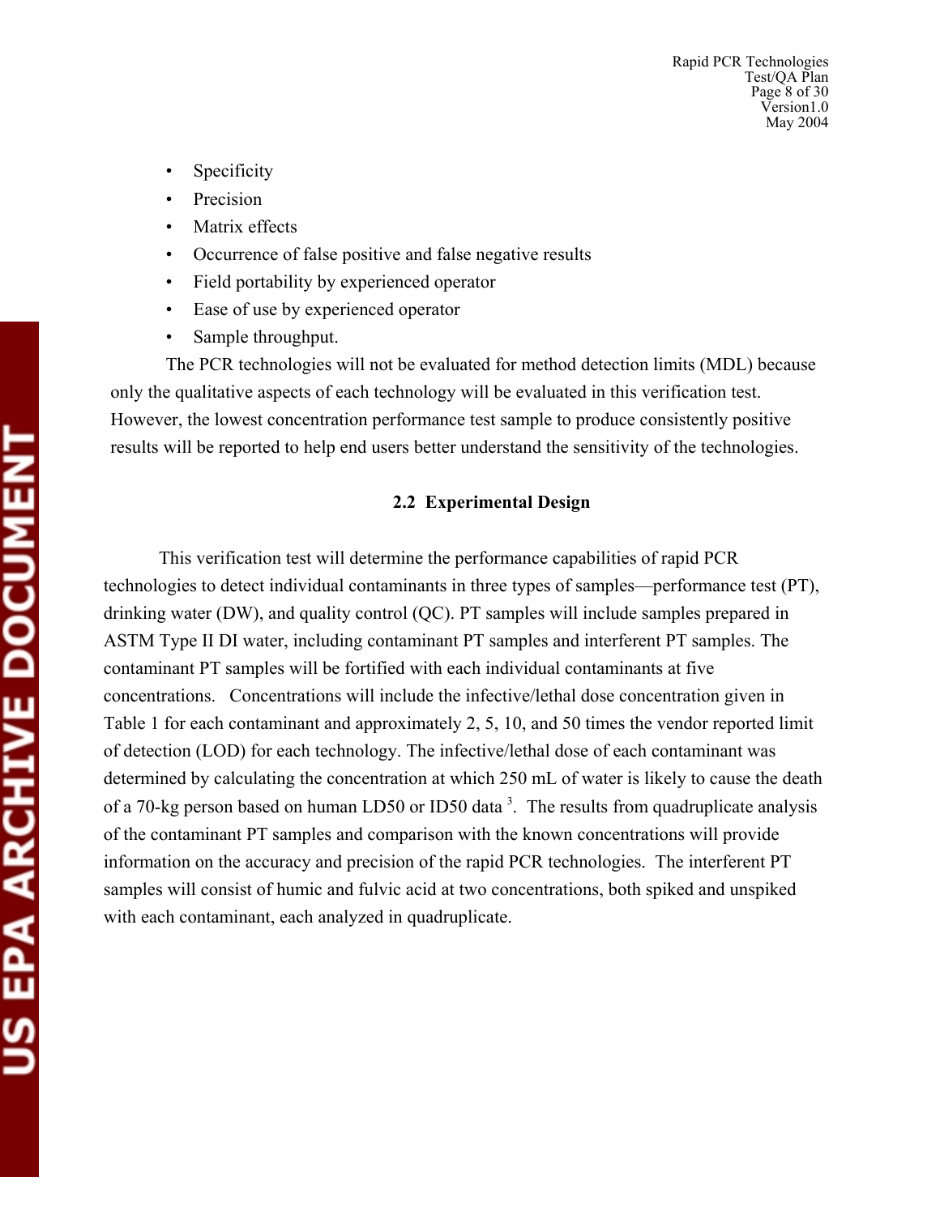- Specificity
- Precision
- Matrix effects
- Occurrence of false positive and false negative results
- Field portability by experienced operator
- Ease of use by experienced operator
- Sample throughput.

The PCR technologies will not be evaluated for method detection limits (MDL) because only the qualitative aspects of each technology will be evaluated in this verification test. However, the lowest concentration performance test sample to produce consistently positive results will be reported to help end users better understand the sensitivity of the technologies.

## 2.2 Experimental Design

This verification test will determine the performance capabilities of rapid PCR technologies to detect individual contaminants in three types of samples—performance test (PT), drinking water (DW), and quality control (QC). PT samples will include samples prepared in ASTM Type II DI water, including contaminant PT samples and interferent PT samples. The contaminant PT samples will be fortified with each individual contaminants at five concentrations. Concentrations will include the infective/lethal dose concentration given in Table 1 for each contaminant and approximately 2, 5, 10, and 50 times the vendor reported limit of detection (LOD) for each technology. The infective/lethal dose of each contaminant was determined by calculating the concentration at which 250 mL of water is likely to cause the death of a 70-kg person based on human LD50 or ID50 data [3]. The results from quadruplicate analysis of the contaminant PT samples and comparison with the known concentrations will provide information on the accuracy and precision of the rapid PCR technologies. The interferent PT samples will consist of humic and fulvic acid at two concentrations, both spiked and unspiked with each contaminant, each analyzed in quadruplicate.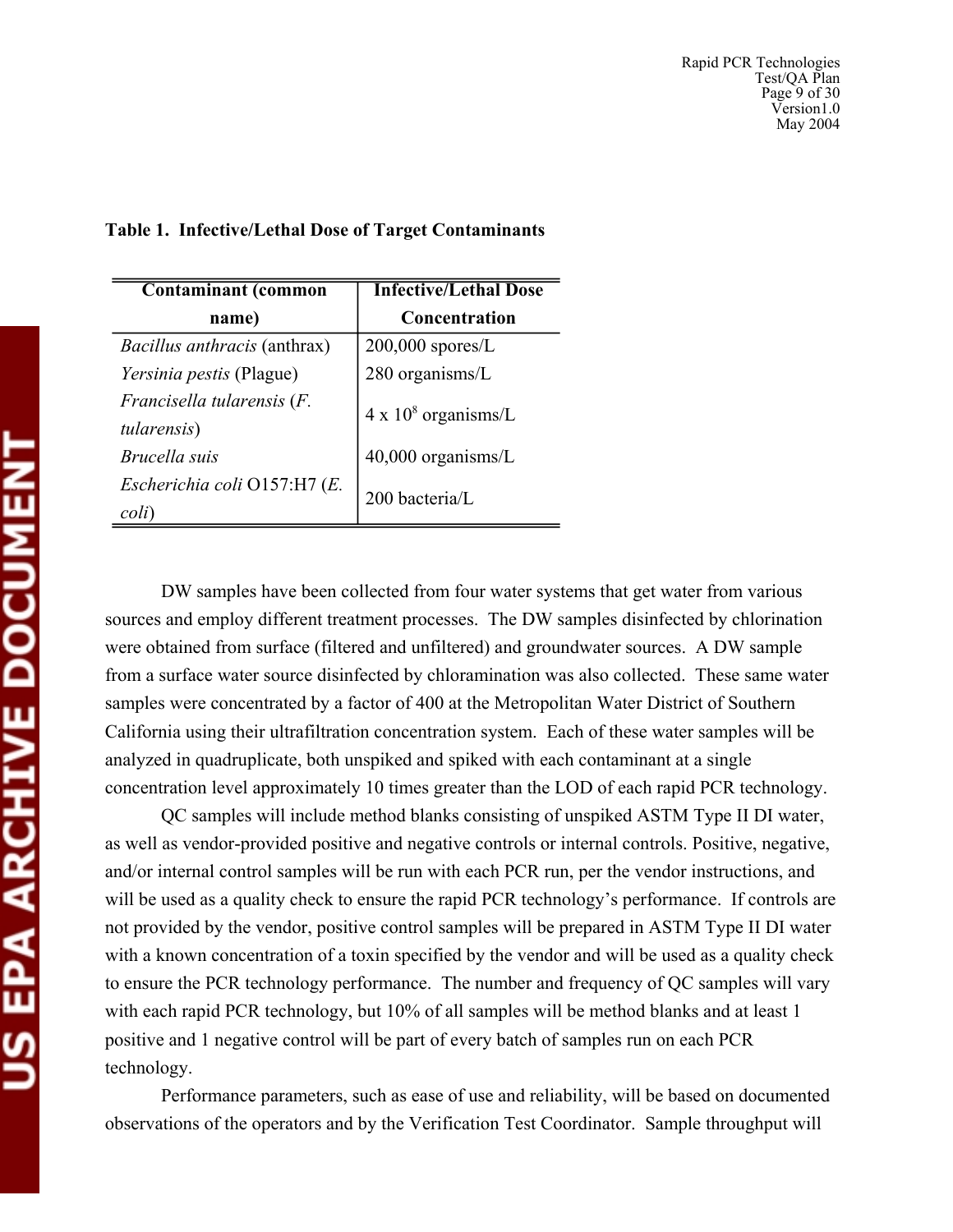**Table 1. Infective/Lethal Dose of Target Contaminants**

| Contaminant (common name) | Infective/Lethal Dose Concentration |
|---|---|
| *Bacillus anthracis* (anthrax) | 200,000 spores/L |
| *Yersinia pestis* (Plague) | 280 organisms/L |
| *Francisella tularensis* (*F. tularensis*) | 4 x $10^8$ organisms/L |
| *Brucella suis* | 40,000 organisms/L |
| *Escherichia coli* O157:H7 (*E. coli*) | 200 bacteria/L |

DW samples have been collected from four water systems that get water from various sources and employ different treatment processes. The DW samples disinfected by chlorination were obtained from surface (filtered and unfiltered) and groundwater sources. A DW sample from a surface water source disinfected by chloramination was also collected. These same water samples were concentrated by a factor of 400 at the Metropolitan Water District of Southern California using their ultrafiltration concentration system. Each of these water samples will be analyzed in quadruplicate, both unspiked and spiked with each contaminant at a single concentration level approximately 10 times greater than the LOD of each rapid PCR technology.

QC samples will include method blanks consisting of unspiked ASTM Type II DI water, as well as vendor-provided positive and negative controls or internal controls. Positive, negative, and/or internal control samples will be run with each PCR run, per the vendor instructions, and will be used as a quality check to ensure the rapid PCR technology's performance. If controls are not provided by the vendor, positive control samples will be prepared in ASTM Type II DI water with a known concentration of a toxin specified by the vendor and will be used as a quality check to ensure the PCR technology performance. The number and frequency of QC samples will vary with each rapid PCR technology, but 10% of all samples will be method blanks and at least 1 positive and 1 negative control will be part of every batch of samples run on each PCR technology.

Performance parameters, such as ease of use and reliability, will be based on documented observations of the operators and by the Verification Test Coordinator. Sample throughput will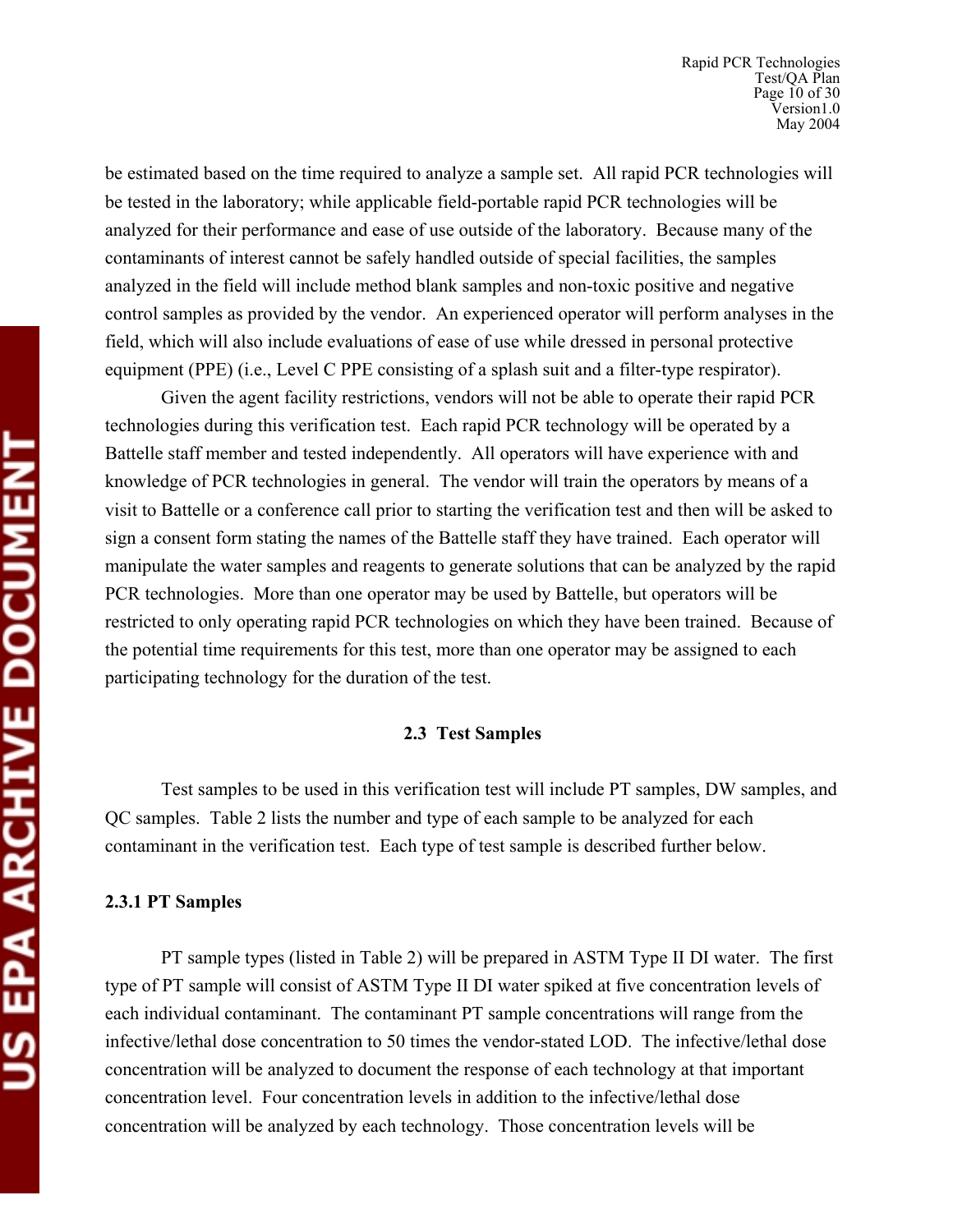be estimated based on the time required to analyze a sample set. All rapid PCR technologies will be tested in the laboratory; while applicable field-portable rapid PCR technologies will be analyzed for their performance and ease of use outside of the laboratory. Because many of the contaminants of interest cannot be safely handled outside of special facilities, the samples analyzed in the field will include method blank samples and non-toxic positive and negative control samples as provided by the vendor. An experienced operator will perform analyses in the field, which will also include evaluations of ease of use while dressed in personal protective equipment (PPE) (i.e., Level C PPE consisting of a splash suit and a filter-type respirator).

Given the agent facility restrictions, vendors will not be able to operate their rapid PCR technologies during this verification test. Each rapid PCR technology will be operated by a Battelle staff member and tested independently. All operators will have experience with and knowledge of PCR technologies in general. The vendor will train the operators by means of a visit to Battelle or a conference call prior to starting the verification test and then will be asked to sign a consent form stating the names of the Battelle staff they have trained. Each operator will manipulate the water samples and reagents to generate solutions that can be analyzed by the rapid PCR technologies. More than one operator may be used by Battelle, but operators will be restricted to only operating rapid PCR technologies on which they have been trained. Because of the potential time requirements for this test, more than one operator may be assigned to each participating technology for the duration of the test.

## 2.3 Test Samples

Test samples to be used in this verification test will include PT samples, DW samples, and QC samples. Table 2 lists the number and type of each sample to be analyzed for each contaminant in the verification test. Each type of test sample is described further below.

### 2.3.1 PT Samples

PT sample types (listed in Table 2) will be prepared in ASTM Type II DI water. The first type of PT sample will consist of ASTM Type II DI water spiked at five concentration levels of each individual contaminant. The contaminant PT sample concentrations will range from the infective/lethal dose concentration to 50 times the vendor-stated LOD. The infective/lethal dose concentration will be analyzed to document the response of each technology at that important concentration level. Four concentration levels in addition to the infective/lethal dose concentration will be analyzed by each technology. Those concentration levels will be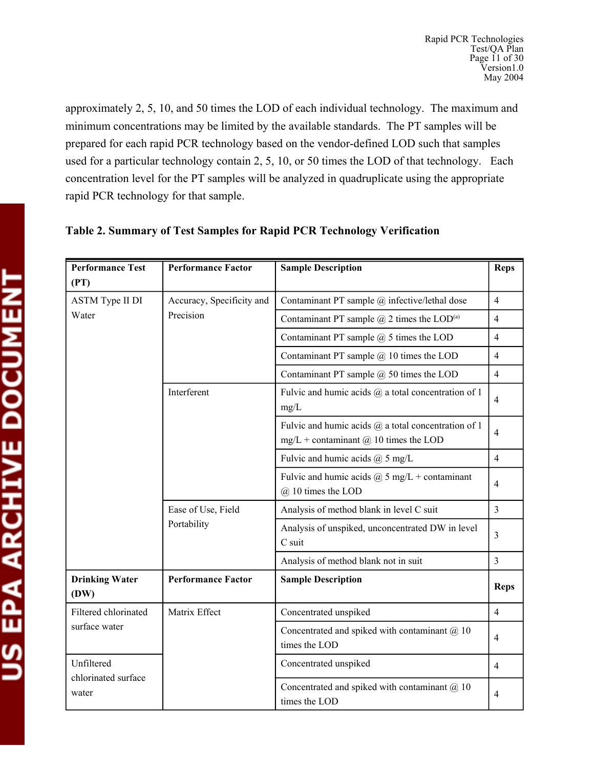approximately 2, 5, 10, and 50 times the LOD of each individual technology. The maximum and minimum concentrations may be limited by the available standards. The PT samples will be prepared for each rapid PCR technology based on the vendor-defined LOD such that samples used for a particular technology contain 2, 5, 10, or 50 times the LOD of that technology. Each concentration level for the PT samples will be analyzed in quadruplicate using the appropriate rapid PCR technology for that sample.

**Table 2. Summary of Test Samples for Rapid PCR Technology Verification**

| Performance Test (PT) | Performance Factor | Sample Description | Reps |
|---|---|---|---|
| ASTM Type II DI Water | Accuracy, Specificity and Precision | Contaminant PT sample @ infective/lethal dose | 4 |
| | | Contaminant PT sample @ 2 times the LOD[(a)] | 4 |
| | | Contaminant PT sample @ 5 times the LOD | 4 |
| | | Contaminant PT sample @ 10 times the LOD | 4 |
| | | Contaminant PT sample @ 50 times the LOD | 4 |
| | Interferent | Fulvic and humic acids @ a total concentration of 1 mg/L | 4 |
| | | Fulvic and humic acids @ a total concentration of 1 mg/L + contaminant @ 10 times the LOD | 4 |
| | | Fulvic and humic acids @ 5 mg/L | 4 |
| | | Fulvic and humic acids @ 5 mg/L + contaminant @ 10 times the LOD | 4 |
| | Ease of Use, Field Portability | Analysis of method blank in level C suit | 3 |
| | | Analysis of unspiked, unconcentrated DW in level C suit | 3 |
| | | Analysis of method blank not in suit | 3 |
| **Drinking Water (DW)** | **Performance Factor** | **Sample Description** | **Reps** |
| Filtered chlorinated surface water | Matrix Effect | Concentrated unspiked | 4 |
| | | Concentrated and spiked with contaminant @ 10 times the LOD | 4 |
| Unfiltered chlorinated surface water | | Concentrated unspiked | 4 |
| | | Concentrated and spiked with contaminant @ 10 times the LOD | 4 |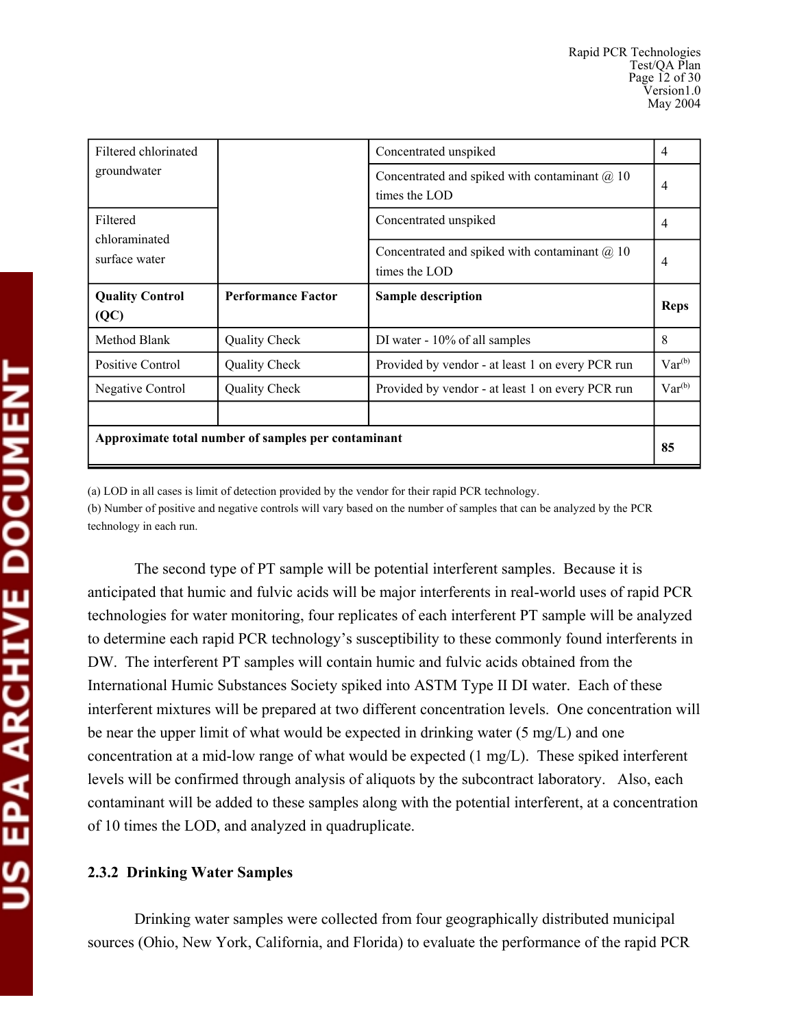| | | | |
|---|---|---|---|
| Filtered chlorinated groundwater | | Concentrated unspiked | 4 |
| | | Concentrated and spiked with contaminant @ 10 times the LOD | 4 |
| Filtered chloraminated surface water | | Concentrated unspiked | 4 |
| | | Concentrated and spiked with contaminant @ 10 times the LOD | 4 |
| **Quality Control (QC)** | **Performance Factor** | **Sample description** | **Reps** |
| Method Blank | Quality Check | DI water - 10% of all samples | 8 |
| Positive Control | Quality Check | Provided by vendor - at least 1 on every PCR run | Var[(b)] |
| Negative Control | Quality Check | Provided by vendor - at least 1 on every PCR run | Var[(b)] |
| | | | |
| **Approximate total number of samples per contaminant** | | | **85** |

(a) LOD in all cases is limit of detection provided by the vendor for their rapid PCR technology.

(b) Number of positive and negative controls will vary based on the number of samples that can be analyzed by the PCR technology in each run.

The second type of PT sample will be potential interferent samples. Because it is anticipated that humic and fulvic acids will be major interferents in real-world uses of rapid PCR technologies for water monitoring, four replicates of each interferent PT sample will be analyzed to determine each rapid PCR technology's susceptibility to these commonly found interferents in DW. The interferent PT samples will contain humic and fulvic acids obtained from the International Humic Substances Society spiked into ASTM Type II DI water. Each of these interferent mixtures will be prepared at two different concentration levels. One concentration will be near the upper limit of what would be expected in drinking water (5 mg/L) and one concentration at a mid-low range of what would be expected (1 mg/L). These spiked interferent levels will be confirmed through analysis of aliquots by the subcontract laboratory. Also, each contaminant will be added to these samples along with the potential interferent, at a concentration of 10 times the LOD, and analyzed in quadruplicate.

### 2.3.2 Drinking Water Samples

Drinking water samples were collected from four geographically distributed municipal sources (Ohio, New York, California, and Florida) to evaluate the performance of the rapid PCR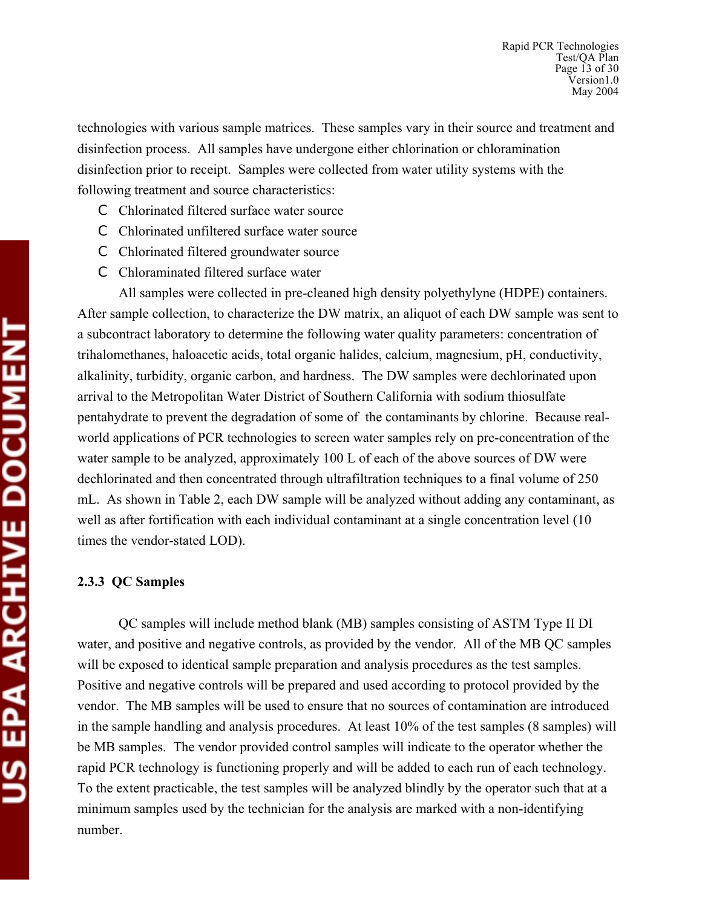technologies with various sample matrices. These samples vary in their source and treatment and disinfection process. All samples have undergone either chlorination or chloramination disinfection prior to receipt. Samples were collected from water utility systems with the following treatment and source characteristics:

- Chlorinated filtered surface water source
- Chlorinated unfiltered surface water source
- Chlorinated filtered groundwater source
- Chloraminated filtered surface water

All samples were collected in pre-cleaned high density polyethylyne (HDPE) containers. After sample collection, to characterize the DW matrix, an aliquot of each DW sample was sent to a subcontract laboratory to determine the following water quality parameters: concentration of trihalomethanes, haloacetic acids, total organic halides, calcium, magnesium, pH, conductivity, alkalinity, turbidity, organic carbon, and hardness. The DW samples were dechlorinated upon arrival to the Metropolitan Water District of Southern California with sodium thiosulfate pentahydrate to prevent the degradation of some of the contaminants by chlorine. Because real-world applications of PCR technologies to screen water samples rely on pre-concentration of the water sample to be analyzed, approximately 100 L of each of the above sources of DW were dechlorinated and then concentrated through ultrafiltration techniques to a final volume of 250 mL. As shown in Table 2, each DW sample will be analyzed without adding any contaminant, as well as after fortification with each individual contaminant at a single concentration level (10 times the vendor-stated LOD).

### 2.3.3 QC Samples

QC samples will include method blank (MB) samples consisting of ASTM Type II DI water, and positive and negative controls, as provided by the vendor. All of the MB QC samples will be exposed to identical sample preparation and analysis procedures as the test samples. Positive and negative controls will be prepared and used according to protocol provided by the vendor. The MB samples will be used to ensure that no sources of contamination are introduced in the sample handling and analysis procedures. At least 10% of the test samples (8 samples) will be MB samples. The vendor provided control samples will indicate to the operator whether the rapid PCR technology is functioning properly and will be added to each run of each technology. To the extent practicable, the test samples will be analyzed blindly by the operator such that at a minimum samples used by the technician for the analysis are marked with a non-identifying number.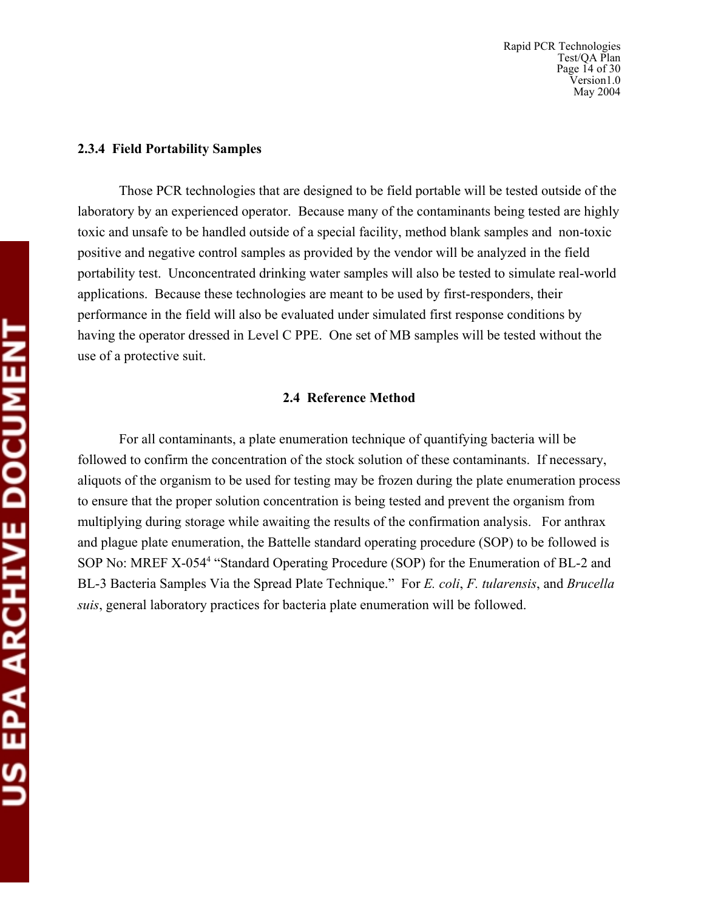### 2.3.4 Field Portability Samples

Those PCR technologies that are designed to be field portable will be tested outside of the laboratory by an experienced operator. Because many of the contaminants being tested are highly toxic and unsafe to be handled outside of a special facility, method blank samples and non-toxic positive and negative control samples as provided by the vendor will be analyzed in the field portability test. Unconcentrated drinking water samples will also be tested to simulate real-world applications. Because these technologies are meant to be used by first-responders, their performance in the field will also be evaluated under simulated first response conditions by having the operator dressed in Level C PPE. One set of MB samples will be tested without the use of a protective suit.

## 2.4 Reference Method

For all contaminants, a plate enumeration technique of quantifying bacteria will be followed to confirm the concentration of the stock solution of these contaminants. If necessary, aliquots of the organism to be used for testing may be frozen during the plate enumeration process to ensure that the proper solution concentration is being tested and prevent the organism from multiplying during storage while awaiting the results of the confirmation analysis. For anthrax and plague plate enumeration, the Battelle standard operating procedure (SOP) to be followed is SOP No: MREF X-054[4] "Standard Operating Procedure (SOP) for the Enumeration of BL-2 and BL-3 Bacteria Samples Via the Spread Plate Technique." For *E. coli*, *F. tularensis*, and *Brucella suis*, general laboratory practices for bacteria plate enumeration will be followed.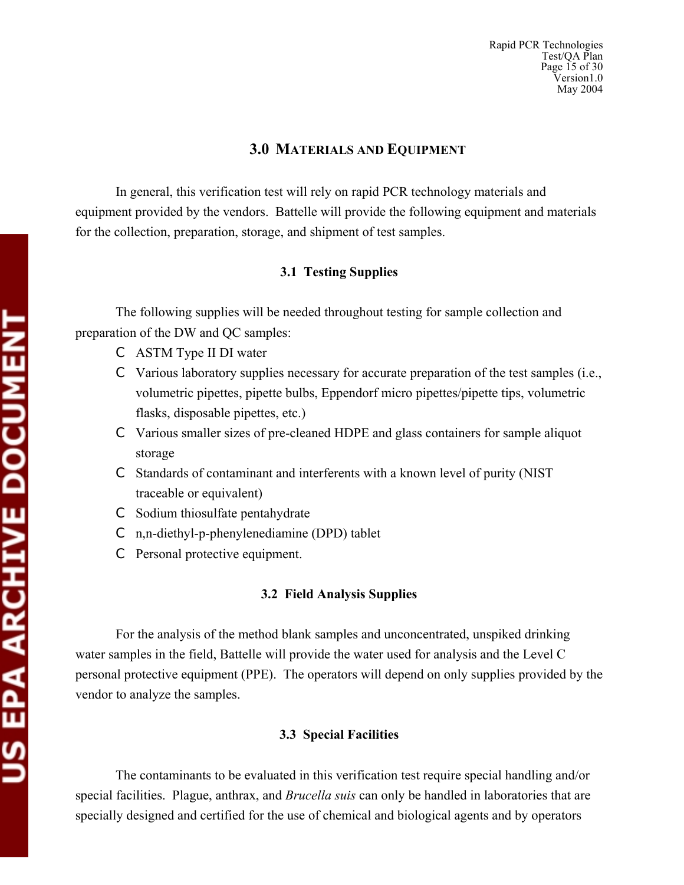## 3.0 Materials and Equipment

In general, this verification test will rely on rapid PCR technology materials and equipment provided by the vendors. Battelle will provide the following equipment and materials for the collection, preparation, storage, and shipment of test samples.

### 3.1 Testing Supplies

The following supplies will be needed throughout testing for sample collection and preparation of the DW and QC samples:

- ASTM Type II DI water
- Various laboratory supplies necessary for accurate preparation of the test samples (i.e., volumetric pipettes, pipette bulbs, Eppendorf micro pipettes/pipette tips, volumetric flasks, disposable pipettes, etc.)
- Various smaller sizes of pre-cleaned HDPE and glass containers for sample aliquot storage
- Standards of contaminant and interferents with a known level of purity (NIST traceable or equivalent)
- Sodium thiosulfate pentahydrate
- n,n-diethyl-p-phenylenediamine (DPD) tablet
- Personal protective equipment.

### 3.2 Field Analysis Supplies

For the analysis of the method blank samples and unconcentrated, unspiked drinking water samples in the field, Battelle will provide the water used for analysis and the Level C personal protective equipment (PPE). The operators will depend on only supplies provided by the vendor to analyze the samples.

### 3.3 Special Facilities

The contaminants to be evaluated in this verification test require special handling and/or special facilities. Plague, anthrax, and *Brucella suis* can only be handled in laboratories that are specially designed and certified for the use of chemical and biological agents and by operators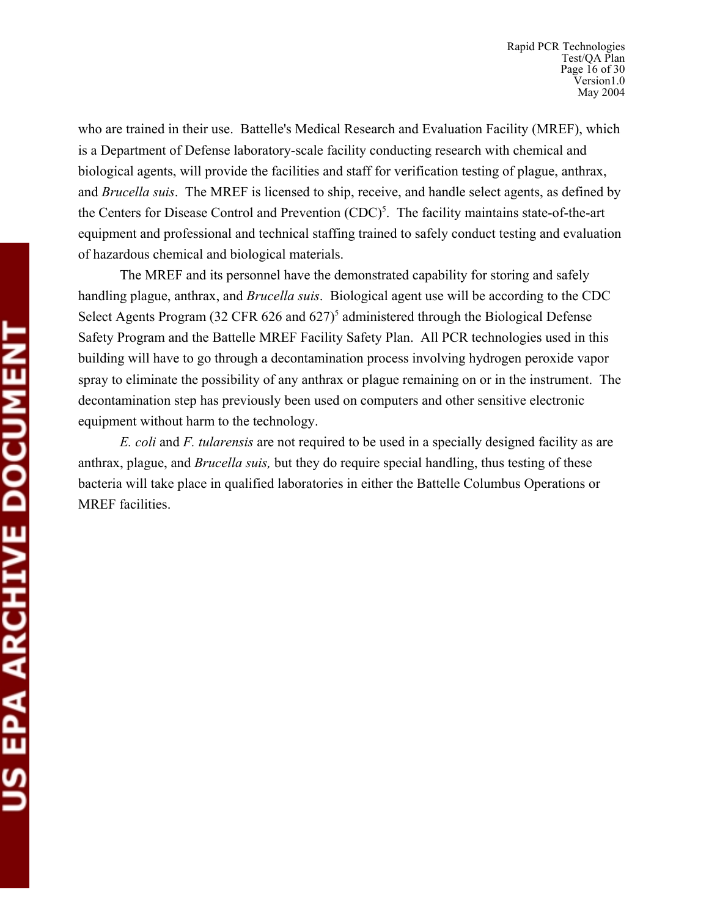who are trained in their use. Battelle's Medical Research and Evaluation Facility (MREF), which is a Department of Defense laboratory-scale facility conducting research with chemical and biological agents, will provide the facilities and staff for verification testing of plague, anthrax, and *Brucella suis*. The MREF is licensed to ship, receive, and handle select agents, as defined by the Centers for Disease Control and Prevention (CDC)[5]. The facility maintains state-of-the-art equipment and professional and technical staffing trained to safely conduct testing and evaluation of hazardous chemical and biological materials.

The MREF and its personnel have the demonstrated capability for storing and safely handling plague, anthrax, and *Brucella suis*. Biological agent use will be according to the CDC Select Agents Program (32 CFR 626 and 627)[5] administered through the Biological Defense Safety Program and the Battelle MREF Facility Safety Plan. All PCR technologies used in this building will have to go through a decontamination process involving hydrogen peroxide vapor spray to eliminate the possibility of any anthrax or plague remaining on or in the instrument. The decontamination step has previously been used on computers and other sensitive electronic equipment without harm to the technology.

*E. coli* and *F. tularensis* are not required to be used in a specially designed facility as are anthrax, plague, and *Brucella suis,* but they do require special handling, thus testing of these bacteria will take place in qualified laboratories in either the Battelle Columbus Operations or MREF facilities.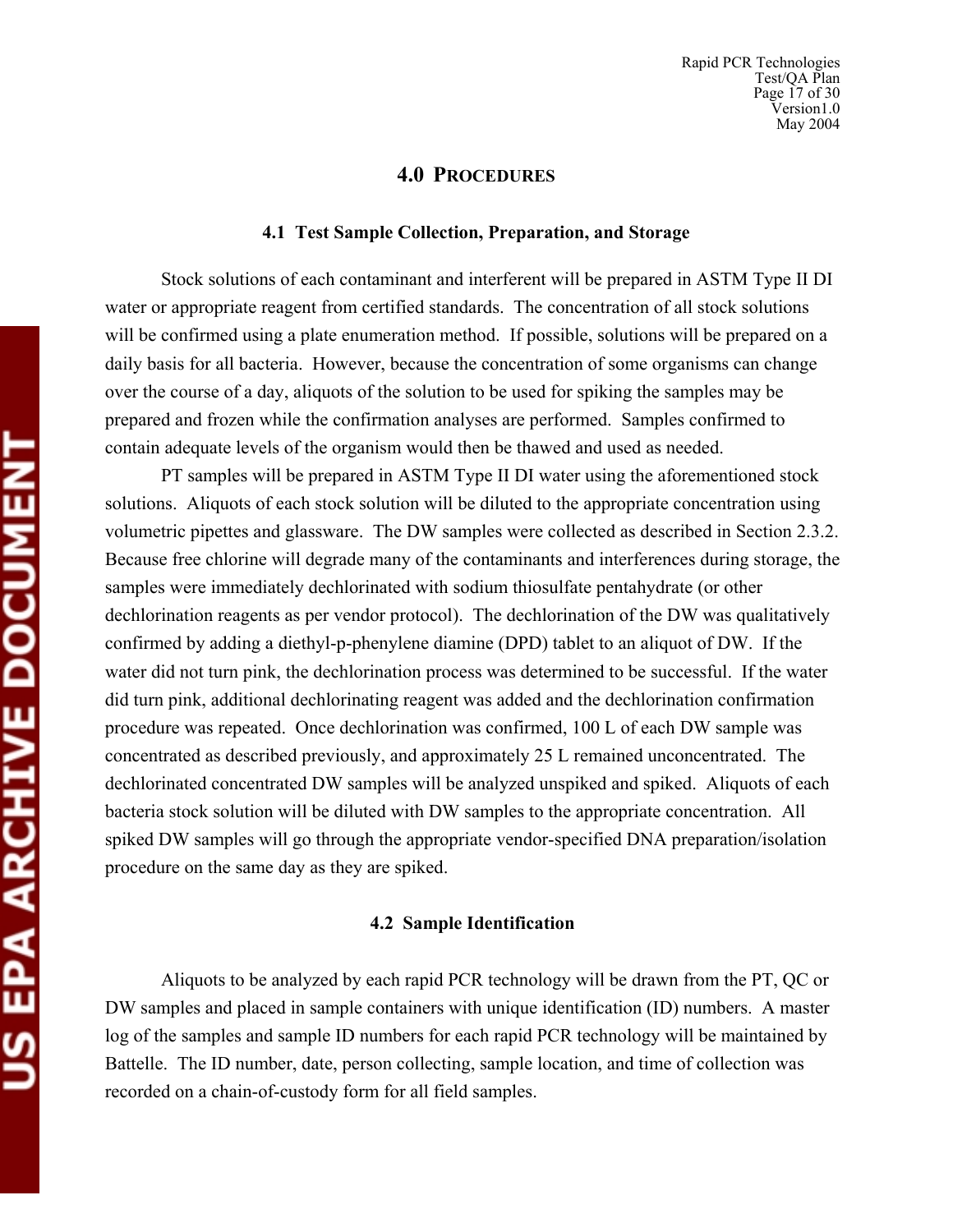# 4.0 PROCEDURES

## 4.1 Test Sample Collection, Preparation, and Storage

Stock solutions of each contaminant and interferent will be prepared in ASTM Type II DI water or appropriate reagent from certified standards. The concentration of all stock solutions will be confirmed using a plate enumeration method. If possible, solutions will be prepared on a daily basis for all bacteria. However, because the concentration of some organisms can change over the course of a day, aliquots of the solution to be used for spiking the samples may be prepared and frozen while the confirmation analyses are performed. Samples confirmed to contain adequate levels of the organism would then be thawed and used as needed.

PT samples will be prepared in ASTM Type II DI water using the aforementioned stock solutions. Aliquots of each stock solution will be diluted to the appropriate concentration using volumetric pipettes and glassware. The DW samples were collected as described in Section 2.3.2. Because free chlorine will degrade many of the contaminants and interferences during storage, the samples were immediately dechlorinated with sodium thiosulfate pentahydrate (or other dechlorination reagents as per vendor protocol). The dechlorination of the DW was qualitatively confirmed by adding a diethyl-p-phenylene diamine (DPD) tablet to an aliquot of DW. If the water did not turn pink, the dechlorination process was determined to be successful. If the water did turn pink, additional dechlorinating reagent was added and the dechlorination confirmation procedure was repeated. Once dechlorination was confirmed, 100 L of each DW sample was concentrated as described previously, and approximately 25 L remained unconcentrated. The dechlorinated concentrated DW samples will be analyzed unspiked and spiked. Aliquots of each bacteria stock solution will be diluted with DW samples to the appropriate concentration. All spiked DW samples will go through the appropriate vendor-specified DNA preparation/isolation procedure on the same day as they are spiked.

## 4.2 Sample Identification

Aliquots to be analyzed by each rapid PCR technology will be drawn from the PT, QC or DW samples and placed in sample containers with unique identification (ID) numbers. A master log of the samples and sample ID numbers for each rapid PCR technology will be maintained by Battelle. The ID number, date, person collecting, sample location, and time of collection was recorded on a chain-of-custody form for all field samples.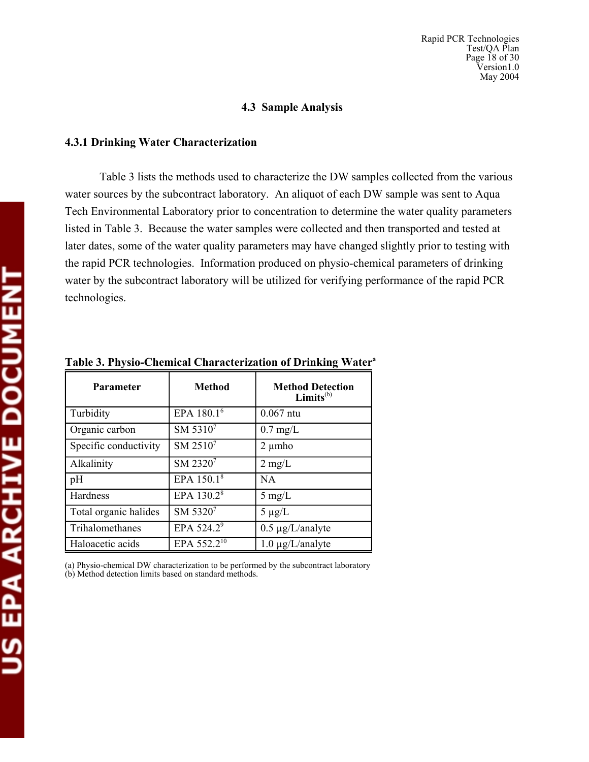### 4.3 Sample Analysis

#### 4.3.1 Drinking Water Characterization

Table 3 lists the methods used to characterize the DW samples collected from the various water sources by the subcontract laboratory. An aliquot of each DW sample was sent to Aqua Tech Environmental Laboratory prior to concentration to determine the water quality parameters listed in Table 3. Because the water samples were collected and then transported and tested at later dates, some of the water quality parameters may have changed slightly prior to testing with the rapid PCR technologies. Information produced on physio-chemical parameters of drinking water by the subcontract laboratory will be utilized for verifying performance of the rapid PCR technologies.

**Table 3. Physio-Chemical Characterization of Drinking Water[a]**

| Parameter | Method | Method Detection Limits[(b)] |
|---|---|---|
| Turbidity | EPA 180.1[6] | 0.067 ntu |
| Organic carbon | SM 5310[7] | 0.7 mg/L |
| Specific conductivity | SM 2510[7] | 2 µmho |
| Alkalinity | SM 2320[7] | 2 mg/L |
| pH | EPA 150.1[8] | NA |
| Hardness | EPA 130.2[8] | 5 mg/L |
| Total organic halides | SM 5320[7] | 5 µg/L |
| Trihalomethanes | EPA 524.2[9] | 0.5 µg/L/analyte |
| Haloacetic acids | EPA 552.2[10] | 1.0 µg/L/analyte |

(a) Physio-chemical DW characterization to be performed by the subcontract laboratory
(b) Method detection limits based on standard methods.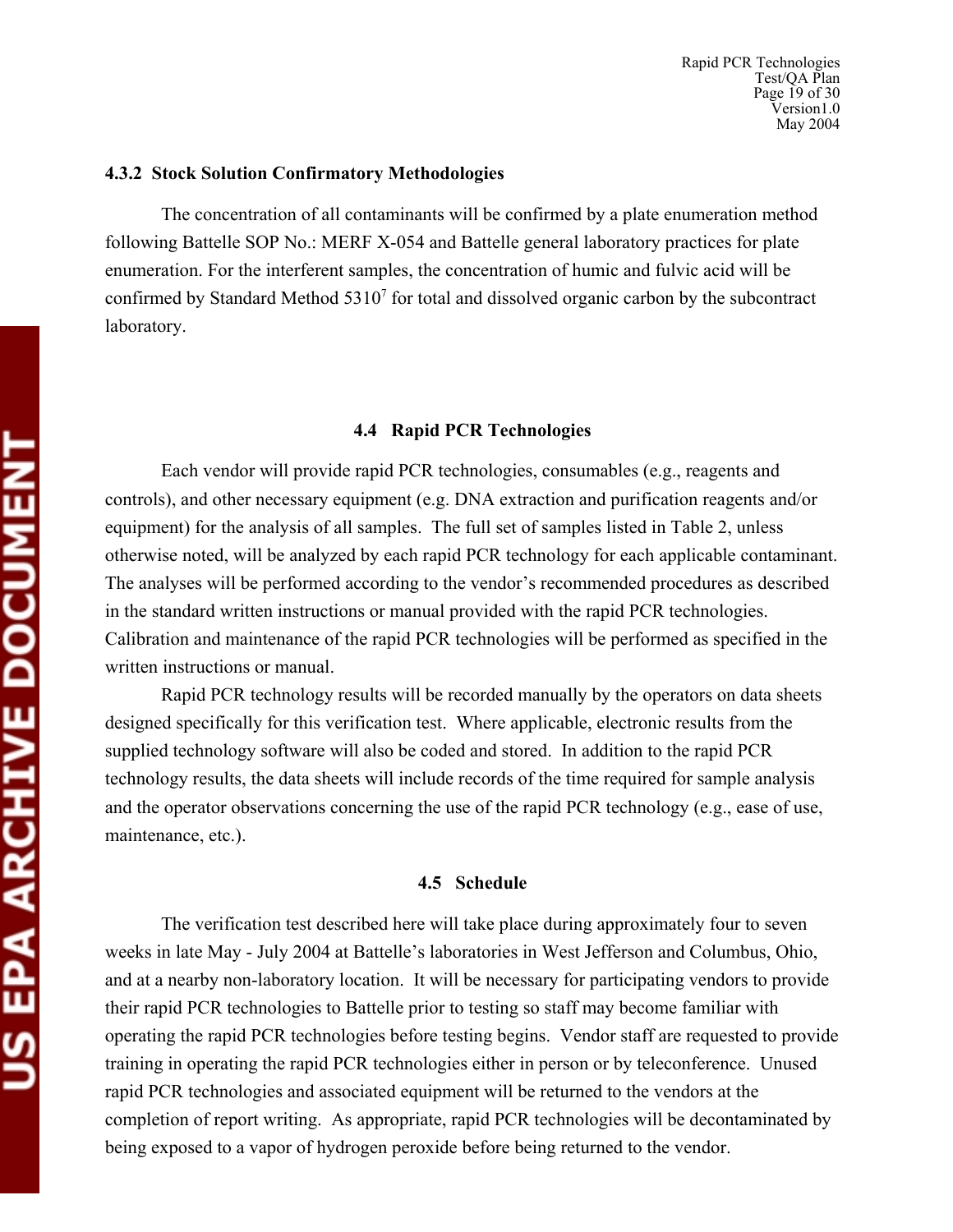#### 4.3.2 Stock Solution Confirmatory Methodologies

The concentration of all contaminants will be confirmed by a plate enumeration method following Battelle SOP No.: MERF X-054 and Battelle general laboratory practices for plate enumeration. For the interferent samples, the concentration of humic and fulvic acid will be confirmed by Standard Method 5310[7] for total and dissolved organic carbon by the subcontract laboratory.

### 4.4 Rapid PCR Technologies

Each vendor will provide rapid PCR technologies, consumables (e.g., reagents and controls), and other necessary equipment (e.g. DNA extraction and purification reagents and/or equipment) for the analysis of all samples. The full set of samples listed in Table 2, unless otherwise noted, will be analyzed by each rapid PCR technology for each applicable contaminant. The analyses will be performed according to the vendor's recommended procedures as described in the standard written instructions or manual provided with the rapid PCR technologies. Calibration and maintenance of the rapid PCR technologies will be performed as specified in the written instructions or manual.

Rapid PCR technology results will be recorded manually by the operators on data sheets designed specifically for this verification test. Where applicable, electronic results from the supplied technology software will also be coded and stored. In addition to the rapid PCR technology results, the data sheets will include records of the time required for sample analysis and the operator observations concerning the use of the rapid PCR technology (e.g., ease of use, maintenance, etc.).

### 4.5 Schedule

The verification test described here will take place during approximately four to seven weeks in late May - July 2004 at Battelle's laboratories in West Jefferson and Columbus, Ohio, and at a nearby non-laboratory location. It will be necessary for participating vendors to provide their rapid PCR technologies to Battelle prior to testing so staff may become familiar with operating the rapid PCR technologies before testing begins. Vendor staff are requested to provide training in operating the rapid PCR technologies either in person or by teleconference. Unused rapid PCR technologies and associated equipment will be returned to the vendors at the completion of report writing. As appropriate, rapid PCR technologies will be decontaminated by being exposed to a vapor of hydrogen peroxide before being returned to the vendor.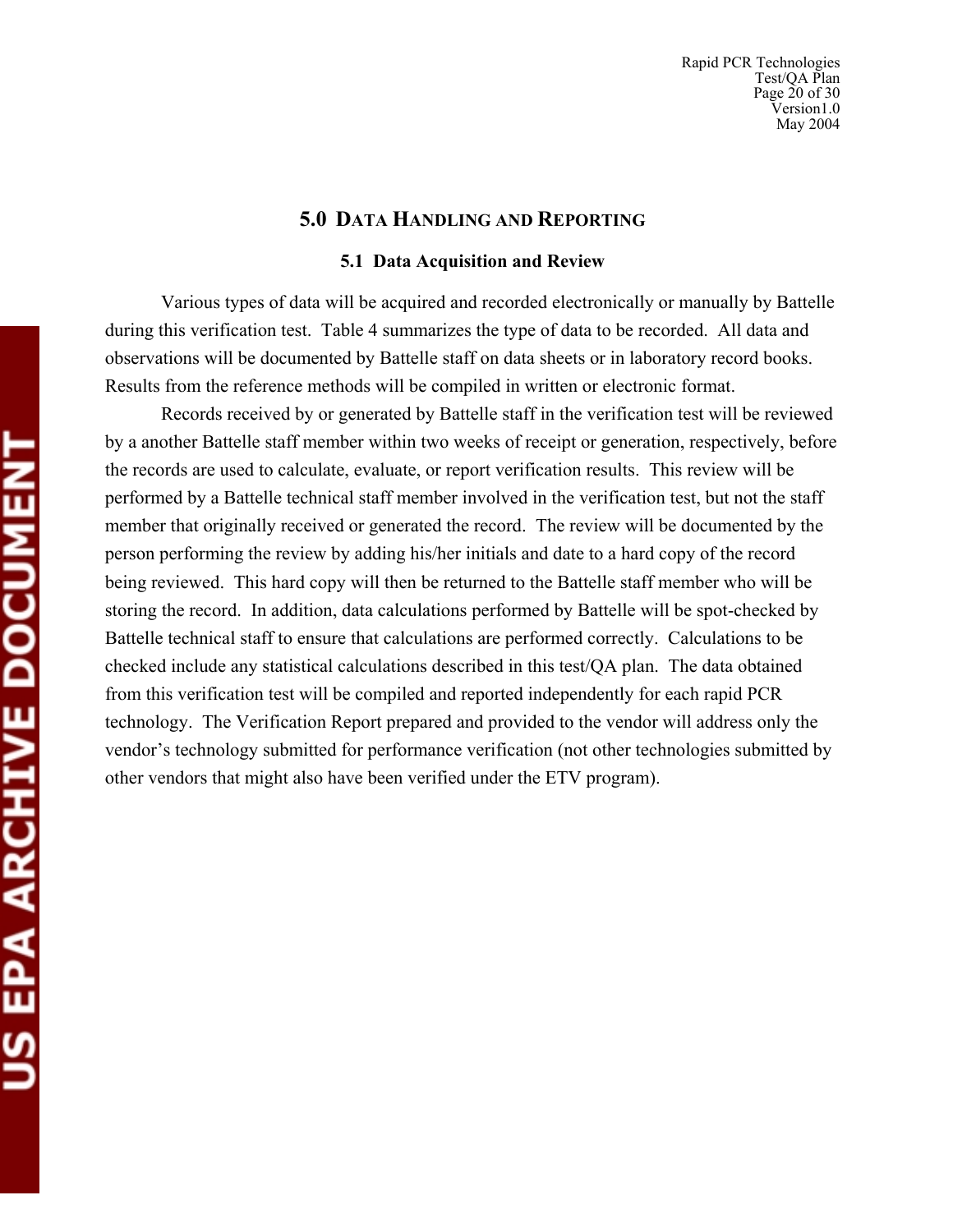## 5.0 Data Handling and Reporting

### 5.1 Data Acquisition and Review

Various types of data will be acquired and recorded electronically or manually by Battelle during this verification test. Table 4 summarizes the type of data to be recorded. All data and observations will be documented by Battelle staff on data sheets or in laboratory record books. Results from the reference methods will be compiled in written or electronic format.

Records received by or generated by Battelle staff in the verification test will be reviewed by a another Battelle staff member within two weeks of receipt or generation, respectively, before the records are used to calculate, evaluate, or report verification results. This review will be performed by a Battelle technical staff member involved in the verification test, but not the staff member that originally received or generated the record. The review will be documented by the person performing the review by adding his/her initials and date to a hard copy of the record being reviewed. This hard copy will then be returned to the Battelle staff member who will be storing the record. In addition, data calculations performed by Battelle will be spot-checked by Battelle technical staff to ensure that calculations are performed correctly. Calculations to be checked include any statistical calculations described in this test/QA plan. The data obtained from this verification test will be compiled and reported independently for each rapid PCR technology. The Verification Report prepared and provided to the vendor will address only the vendor's technology submitted for performance verification (not other technologies submitted by other vendors that might also have been verified under the ETV program).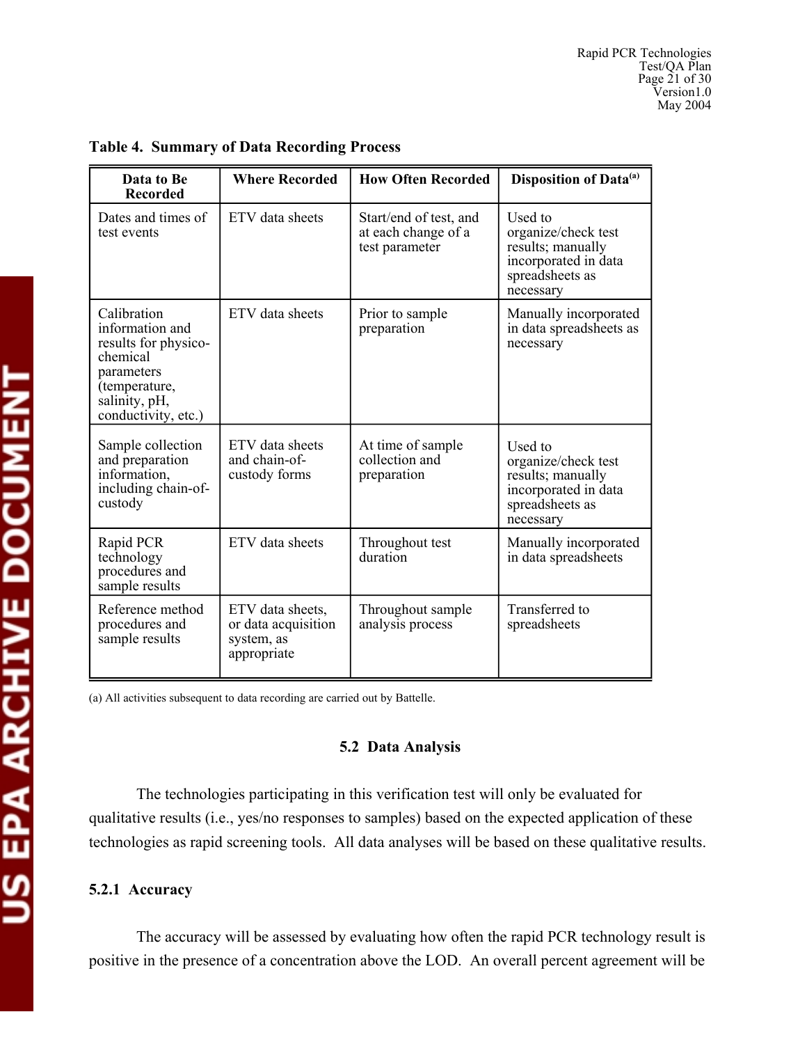**Table 4. Summary of Data Recording Process**

| Data to Be Recorded | Where Recorded | How Often Recorded | Disposition of Data[(a)] |
|---|---|---|---|
| Dates and times of test events | ETV data sheets | Start/end of test, and at each change of a test parameter | Used to organize/check test results; manually incorporated in data spreadsheets as necessary |
| Calibration information and results for physico-chemical parameters (temperature, salinity, pH, conductivity, etc.) | ETV data sheets | Prior to sample preparation | Manually incorporated in data spreadsheets as necessary |
| Sample collection and preparation information, including chain-of-custody | ETV data sheets and chain-of-custody forms | At time of sample collection and preparation | Used to organize/check test results; manually incorporated in data spreadsheets as necessary |
| Rapid PCR technology procedures and sample results | ETV data sheets | Throughout test duration | Manually incorporated in data spreadsheets |
| Reference method procedures and sample results | ETV data sheets, or data acquisition system, as appropriate | Throughout sample analysis process | Transferred to spreadsheets |

(a) All activities subsequent to data recording are carried out by Battelle.

## 5.2 Data Analysis

The technologies participating in this verification test will only be evaluated for qualitative results (i.e., yes/no responses to samples) based on the expected application of these technologies as rapid screening tools. All data analyses will be based on these qualitative results.

### 5.2.1 Accuracy

The accuracy will be assessed by evaluating how often the rapid PCR technology result is positive in the presence of a concentration above the LOD. An overall percent agreement will be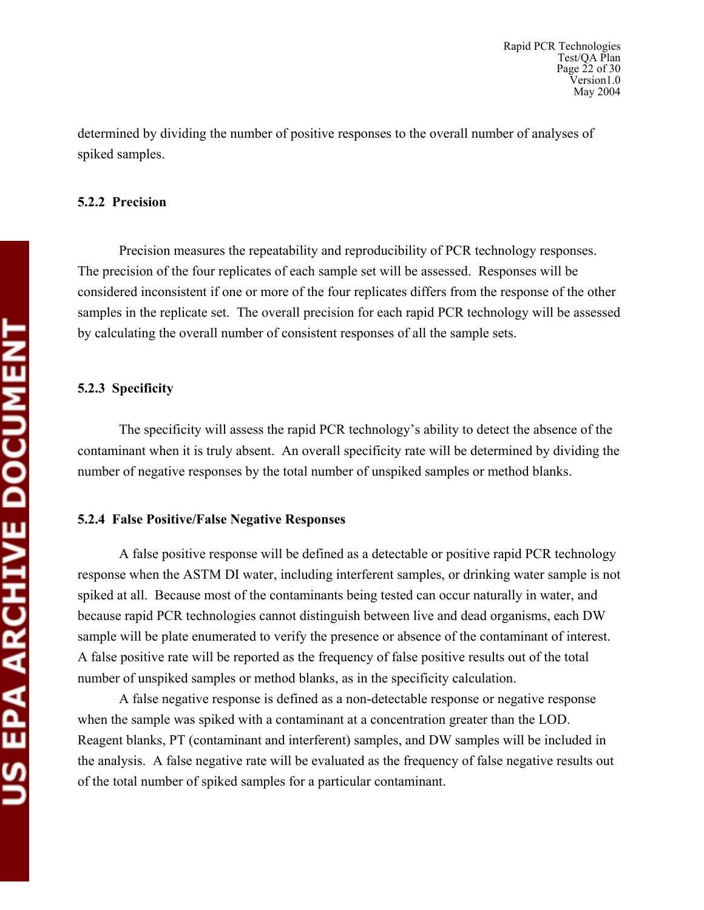determined by dividing the number of positive responses to the overall number of analyses of spiked samples.

#### 5.2.2 Precision

Precision measures the repeatability and reproducibility of PCR technology responses. The precision of the four replicates of each sample set will be assessed. Responses will be considered inconsistent if one or more of the four replicates differs from the response of the other samples in the replicate set. The overall precision for each rapid PCR technology will be assessed by calculating the overall number of consistent responses of all the sample sets.

#### 5.2.3 Specificity

The specificity will assess the rapid PCR technology's ability to detect the absence of the contaminant when it is truly absent. An overall specificity rate will be determined by dividing the number of negative responses by the total number of unspiked samples or method blanks.

#### 5.2.4 False Positive/False Negative Responses

A false positive response will be defined as a detectable or positive rapid PCR technology response when the ASTM DI water, including interferent samples, or drinking water sample is not spiked at all. Because most of the contaminants being tested can occur naturally in water, and because rapid PCR technologies cannot distinguish between live and dead organisms, each DW sample will be plate enumerated to verify the presence or absence of the contaminant of interest. A false positive rate will be reported as the frequency of false positive results out of the total number of unspiked samples or method blanks, as in the specificity calculation.

A false negative response is defined as a non-detectable response or negative response when the sample was spiked with a contaminant at a concentration greater than the LOD. Reagent blanks, PT (contaminant and interferent) samples, and DW samples will be included in the analysis. A false negative rate will be evaluated as the frequency of false negative results out of the total number of spiked samples for a particular contaminant.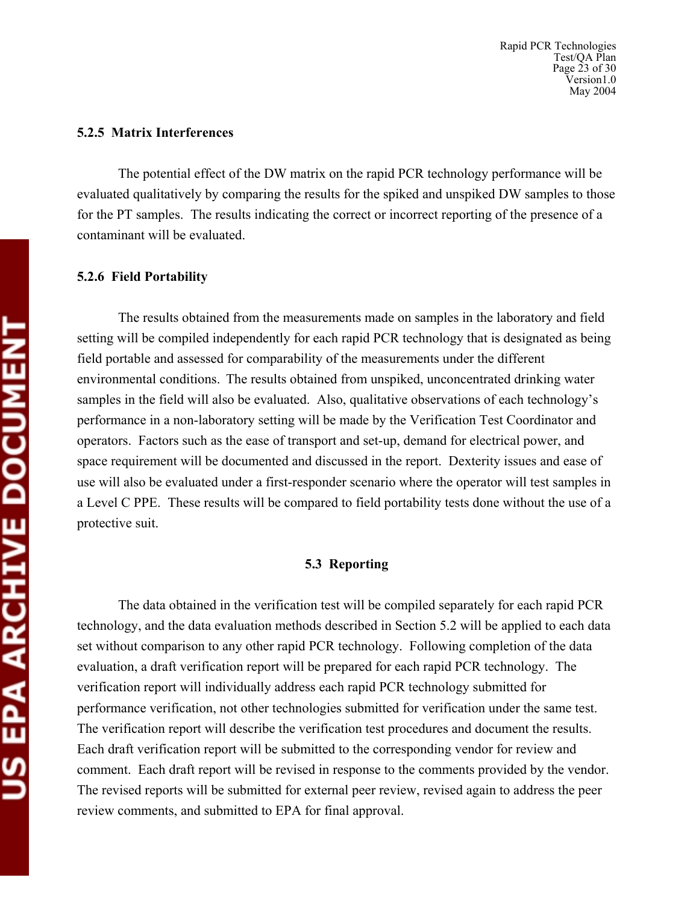### 5.2.5 Matrix Interferences

The potential effect of the DW matrix on the rapid PCR technology performance will be evaluated qualitatively by comparing the results for the spiked and unspiked DW samples to those for the PT samples. The results indicating the correct or incorrect reporting of the presence of a contaminant will be evaluated.

### 5.2.6 Field Portability

The results obtained from the measurements made on samples in the laboratory and field setting will be compiled independently for each rapid PCR technology that is designated as being field portable and assessed for comparability of the measurements under the different environmental conditions. The results obtained from unspiked, unconcentrated drinking water samples in the field will also be evaluated. Also, qualitative observations of each technology's performance in a non-laboratory setting will be made by the Verification Test Coordinator and operators. Factors such as the ease of transport and set-up, demand for electrical power, and space requirement will be documented and discussed in the report. Dexterity issues and ease of use will also be evaluated under a first-responder scenario where the operator will test samples in a Level C PPE. These results will be compared to field portability tests done without the use of a protective suit.

## 5.3 Reporting

The data obtained in the verification test will be compiled separately for each rapid PCR technology, and the data evaluation methods described in Section 5.2 will be applied to each data set without comparison to any other rapid PCR technology. Following completion of the data evaluation, a draft verification report will be prepared for each rapid PCR technology. The verification report will individually address each rapid PCR technology submitted for performance verification, not other technologies submitted for verification under the same test. The verification report will describe the verification test procedures and document the results. Each draft verification report will be submitted to the corresponding vendor for review and comment. Each draft report will be revised in response to the comments provided by the vendor. The revised reports will be submitted for external peer review, revised again to address the peer review comments, and submitted to EPA for final approval.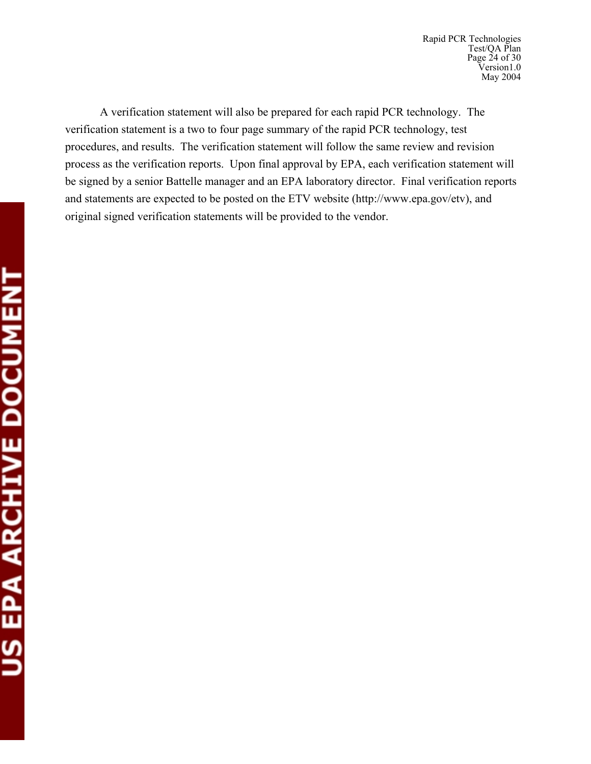A verification statement will also be prepared for each rapid PCR technology. The verification statement is a two to four page summary of the rapid PCR technology, test procedures, and results. The verification statement will follow the same review and revision process as the verification reports. Upon final approval by EPA, each verification statement will be signed by a senior Battelle manager and an EPA laboratory director. Final verification reports and statements are expected to be posted on the ETV website (http://www.epa.gov/etv), and original signed verification statements will be provided to the vendor.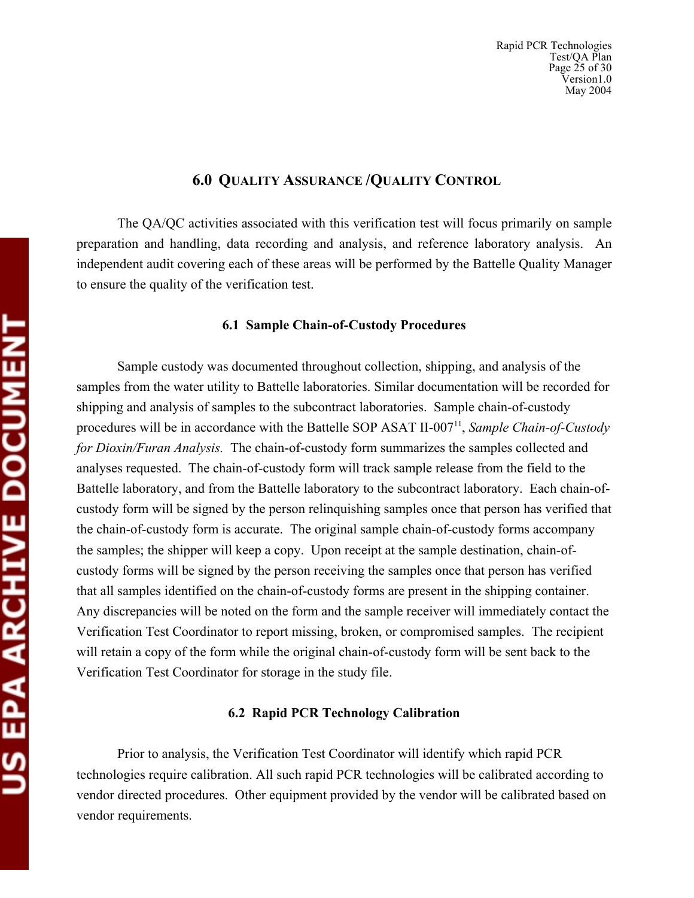## 6.0 QUALITY ASSURANCE /QUALITY CONTROL

The QA/QC activities associated with this verification test will focus primarily on sample preparation and handling, data recording and analysis, and reference laboratory analysis. An independent audit covering each of these areas will be performed by the Battelle Quality Manager to ensure the quality of the verification test.

### 6.1 Sample Chain-of-Custody Procedures

Sample custody was documented throughout collection, shipping, and analysis of the samples from the water utility to Battelle laboratories. Similar documentation will be recorded for shipping and analysis of samples to the subcontract laboratories. Sample chain-of-custody procedures will be in accordance with the Battelle SOP ASAT II-007[11], *Sample Chain-of-Custody for Dioxin/Furan Analysis.* The chain-of-custody form summarizes the samples collected and analyses requested. The chain-of-custody form will track sample release from the field to the Battelle laboratory, and from the Battelle laboratory to the subcontract laboratory. Each chain-of-custody form will be signed by the person relinquishing samples once that person has verified that the chain-of-custody form is accurate. The original sample chain-of-custody forms accompany the samples; the shipper will keep a copy. Upon receipt at the sample destination, chain-of-custody forms will be signed by the person receiving the samples once that person has verified that all samples identified on the chain-of-custody forms are present in the shipping container. Any discrepancies will be noted on the form and the sample receiver will immediately contact the Verification Test Coordinator to report missing, broken, or compromised samples. The recipient will retain a copy of the form while the original chain-of-custody form will be sent back to the Verification Test Coordinator for storage in the study file.

### 6.2 Rapid PCR Technology Calibration

Prior to analysis, the Verification Test Coordinator will identify which rapid PCR technologies require calibration. All such rapid PCR technologies will be calibrated according to vendor directed procedures. Other equipment provided by the vendor will be calibrated based on vendor requirements.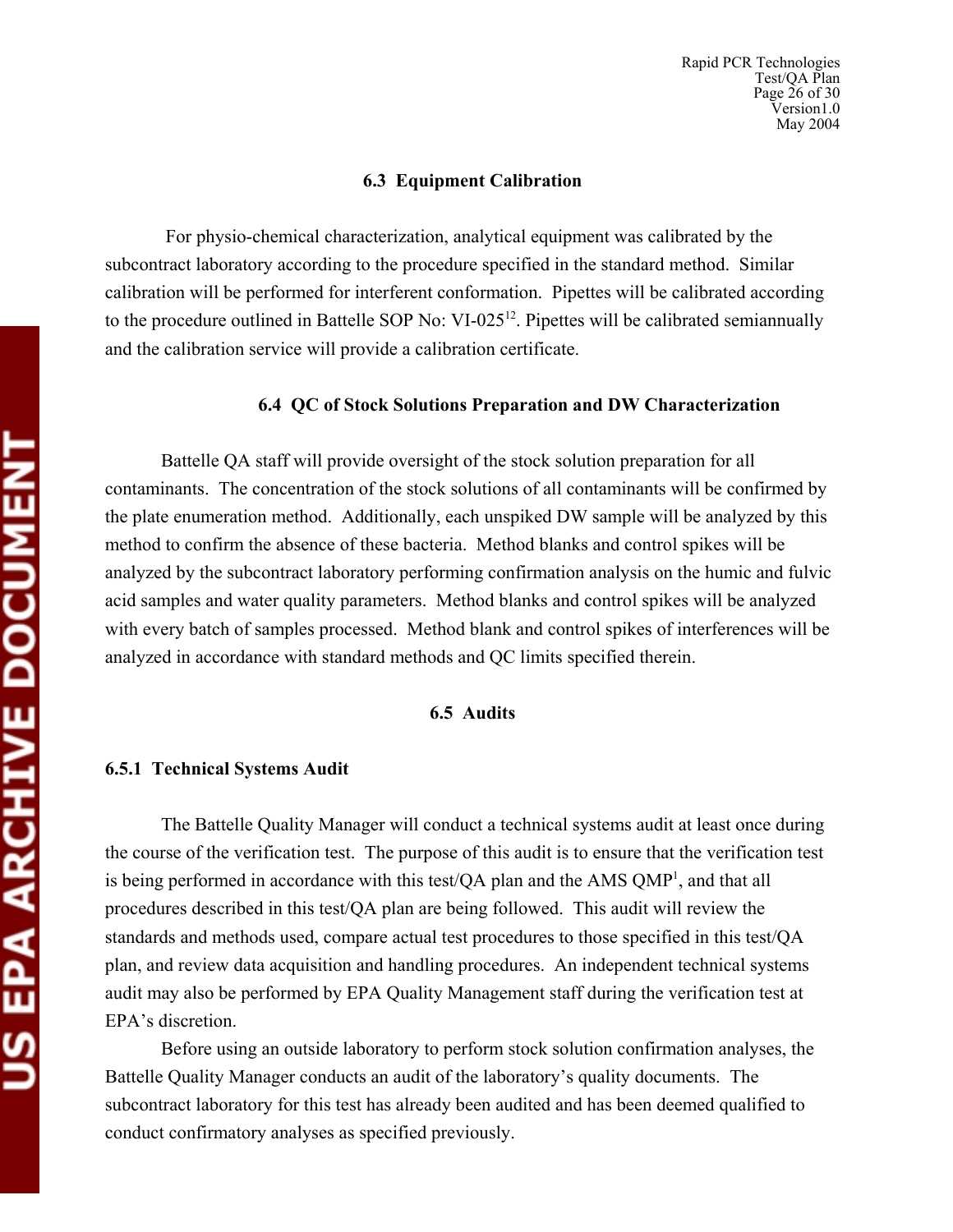### 6.3 Equipment Calibration

For physio-chemical characterization, analytical equipment was calibrated by the subcontract laboratory according to the procedure specified in the standard method. Similar calibration will be performed for interferent conformation. Pipettes will be calibrated according to the procedure outlined in Battelle SOP No: VI-025[12]. Pipettes will be calibrated semiannually and the calibration service will provide a calibration certificate.

### 6.4 QC of Stock Solutions Preparation and DW Characterization

Battelle QA staff will provide oversight of the stock solution preparation for all contaminants. The concentration of the stock solutions of all contaminants will be confirmed by the plate enumeration method. Additionally, each unspiked DW sample will be analyzed by this method to confirm the absence of these bacteria. Method blanks and control spikes will be analyzed by the subcontract laboratory performing confirmation analysis on the humic and fulvic acid samples and water quality parameters. Method blanks and control spikes will be analyzed with every batch of samples processed. Method blank and control spikes of interferences will be analyzed in accordance with standard methods and QC limits specified therein.

### 6.5 Audits

#### 6.5.1 Technical Systems Audit

The Battelle Quality Manager will conduct a technical systems audit at least once during the course of the verification test. The purpose of this audit is to ensure that the verification test is being performed in accordance with this test/QA plan and the AMS QMP[1], and that all procedures described in this test/QA plan are being followed. This audit will review the standards and methods used, compare actual test procedures to those specified in this test/QA plan, and review data acquisition and handling procedures. An independent technical systems audit may also be performed by EPA Quality Management staff during the verification test at EPA's discretion.

Before using an outside laboratory to perform stock solution confirmation analyses, the Battelle Quality Manager conducts an audit of the laboratory's quality documents. The subcontract laboratory for this test has already been audited and has been deemed qualified to conduct confirmatory analyses as specified previously.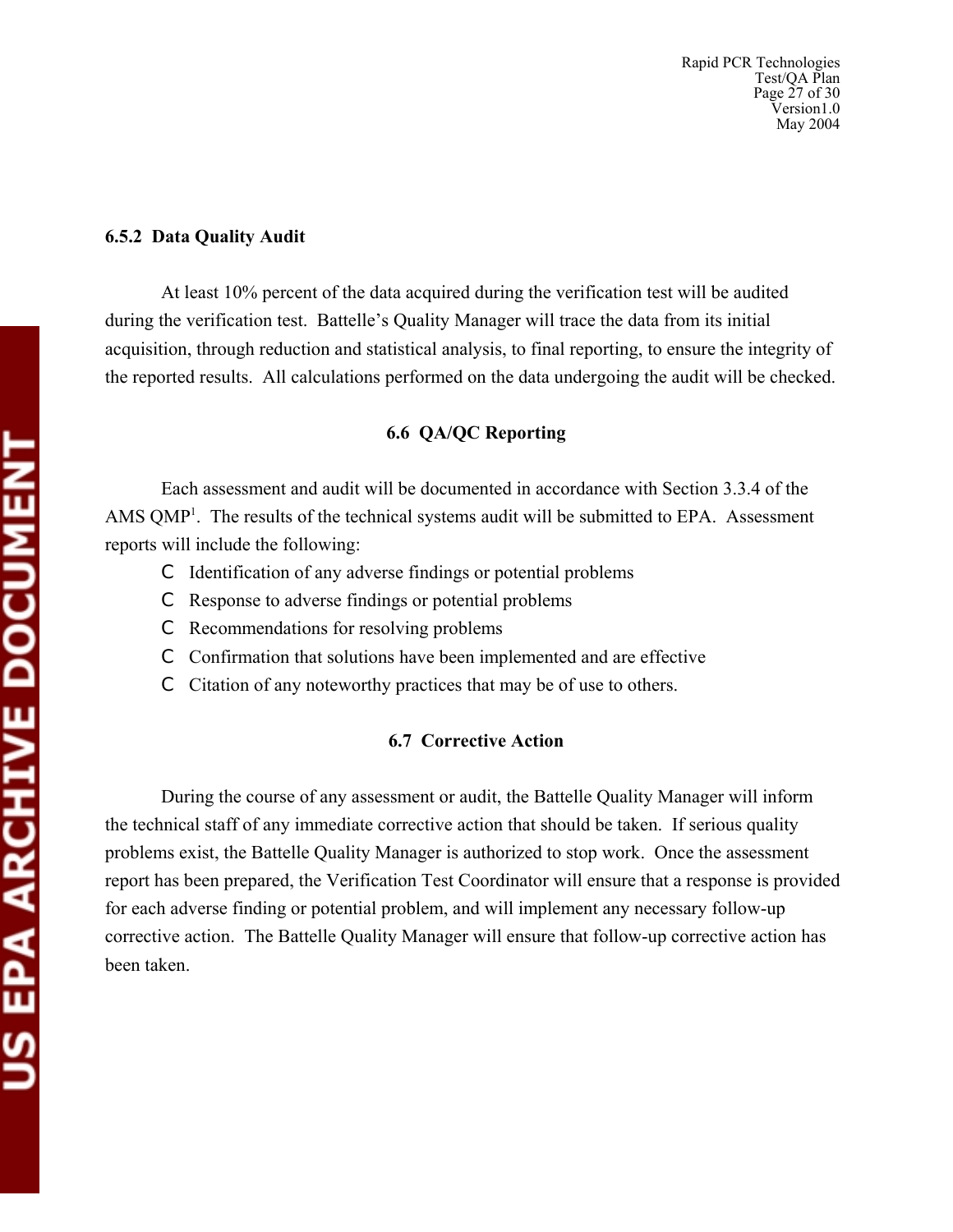### 6.5.2 Data Quality Audit

At least 10% percent of the data acquired during the verification test will be audited during the verification test. Battelle's Quality Manager will trace the data from its initial acquisition, through reduction and statistical analysis, to final reporting, to ensure the integrity of the reported results. All calculations performed on the data undergoing the audit will be checked.

## 6.6 QA/QC Reporting

Each assessment and audit will be documented in accordance with Section 3.3.4 of the AMS QMP[1]. The results of the technical systems audit will be submitted to EPA. Assessment reports will include the following:

- Identification of any adverse findings or potential problems
- Response to adverse findings or potential problems
- Recommendations for resolving problems
- Confirmation that solutions have been implemented and are effective
- Citation of any noteworthy practices that may be of use to others.

## 6.7 Corrective Action

During the course of any assessment or audit, the Battelle Quality Manager will inform the technical staff of any immediate corrective action that should be taken. If serious quality problems exist, the Battelle Quality Manager is authorized to stop work. Once the assessment report has been prepared, the Verification Test Coordinator will ensure that a response is provided for each adverse finding or potential problem, and will implement any necessary follow-up corrective action. The Battelle Quality Manager will ensure that follow-up corrective action has been taken.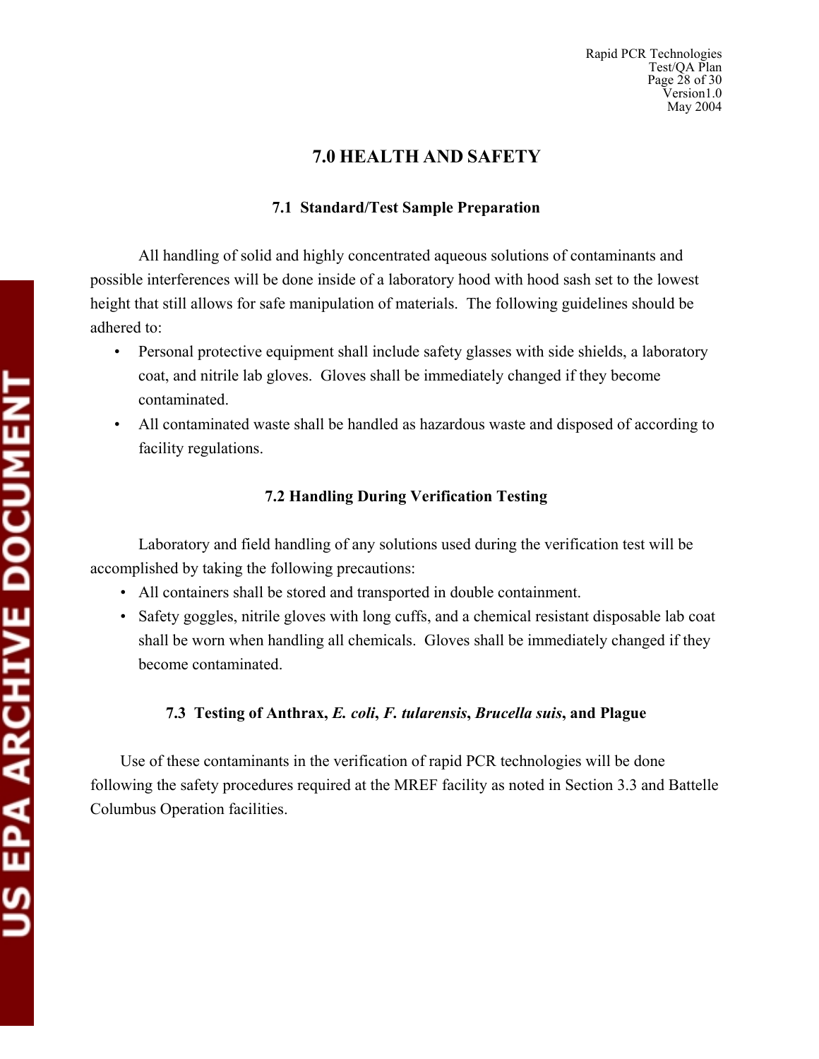# 7.0 HEALTH AND SAFETY

## 7.1 Standard/Test Sample Preparation

All handling of solid and highly concentrated aqueous solutions of contaminants and possible interferences will be done inside of a laboratory hood with hood sash set to the lowest height that still allows for safe manipulation of materials. The following guidelines should be adhered to:

- Personal protective equipment shall include safety glasses with side shields, a laboratory coat, and nitrile lab gloves. Gloves shall be immediately changed if they become contaminated.
- All contaminated waste shall be handled as hazardous waste and disposed of according to facility regulations.

## 7.2 Handling During Verification Testing

Laboratory and field handling of any solutions used during the verification test will be accomplished by taking the following precautions:

- All containers shall be stored and transported in double containment.
- Safety goggles, nitrile gloves with long cuffs, and a chemical resistant disposable lab coat shall be worn when handling all chemicals. Gloves shall be immediately changed if they become contaminated.

## 7.3 Testing of Anthrax, *E. coli*, *F. tularensis*, *Brucella suis*, and Plague

Use of these contaminants in the verification of rapid PCR technologies will be done following the safety procedures required at the MREF facility as noted in Section 3.3 and Battelle Columbus Operation facilities.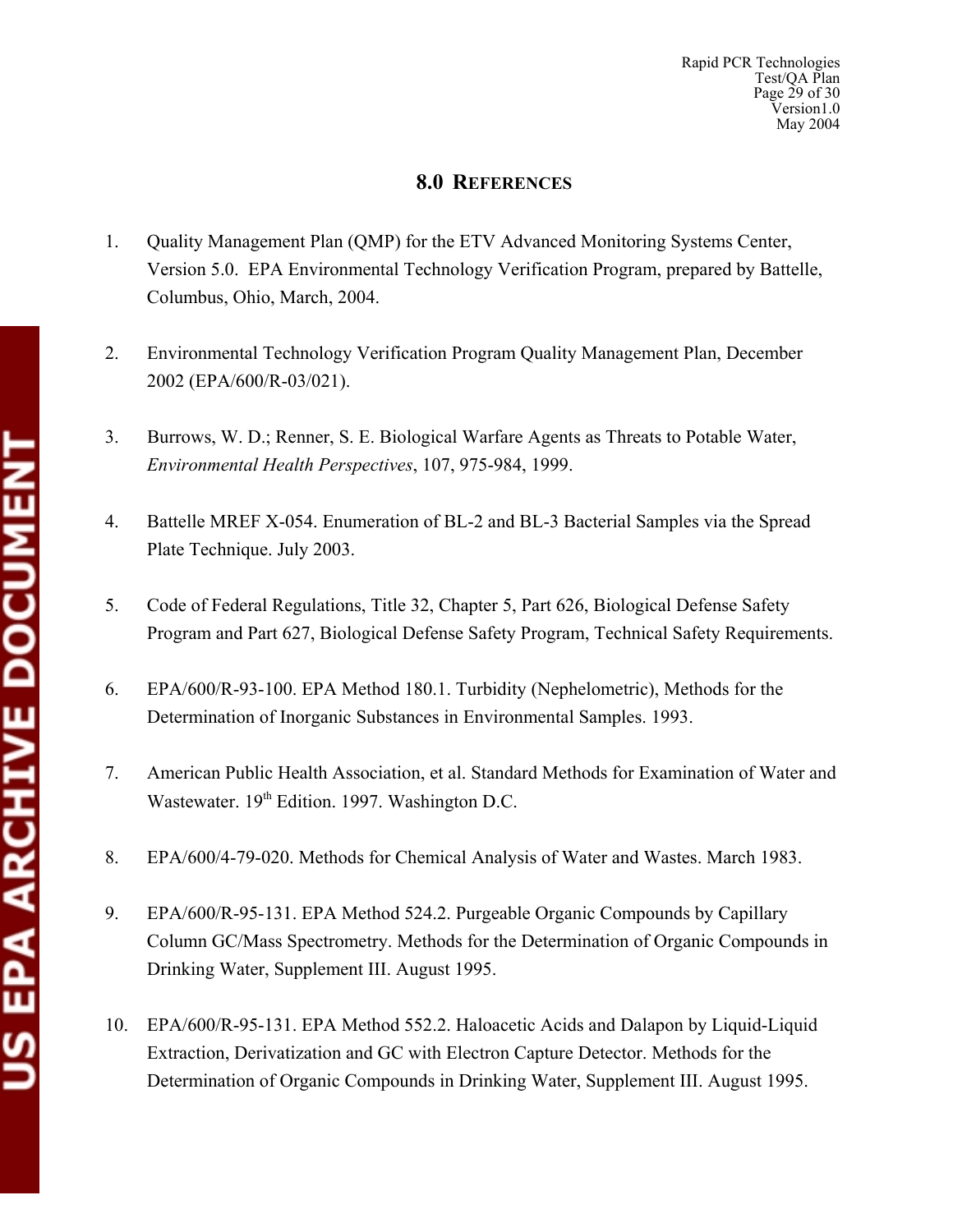## 8.0 REFERENCES

1. Quality Management Plan (QMP) for the ETV Advanced Monitoring Systems Center, Version 5.0. EPA Environmental Technology Verification Program, prepared by Battelle, Columbus, Ohio, March, 2004.

2. Environmental Technology Verification Program Quality Management Plan, December 2002 (EPA/600/R-03/021).

3. Burrows, W. D.; Renner, S. E. Biological Warfare Agents as Threats to Potable Water, *Environmental Health Perspectives*, 107, 975-984, 1999.

4. Battelle MREF X-054. Enumeration of BL-2 and BL-3 Bacterial Samples via the Spread Plate Technique. July 2003.

5. Code of Federal Regulations, Title 32, Chapter 5, Part 626, Biological Defense Safety Program and Part 627, Biological Defense Safety Program, Technical Safety Requirements.

6. EPA/600/R-93-100. EPA Method 180.1. Turbidity (Nephelometric), Methods for the Determination of Inorganic Substances in Environmental Samples. 1993.

7. American Public Health Association, et al. Standard Methods for Examination of Water and Wastewater. 19th Edition. 1997. Washington D.C.

8. EPA/600/4-79-020. Methods for Chemical Analysis of Water and Wastes. March 1983.

9. EPA/600/R-95-131. EPA Method 524.2. Purgeable Organic Compounds by Capillary Column GC/Mass Spectrometry. Methods for the Determination of Organic Compounds in Drinking Water, Supplement III. August 1995.

10. EPA/600/R-95-131. EPA Method 552.2. Haloacetic Acids and Dalapon by Liquid-Liquid Extraction, Derivatization and GC with Electron Capture Detector. Methods for the Determination of Organic Compounds in Drinking Water, Supplement III. August 1995.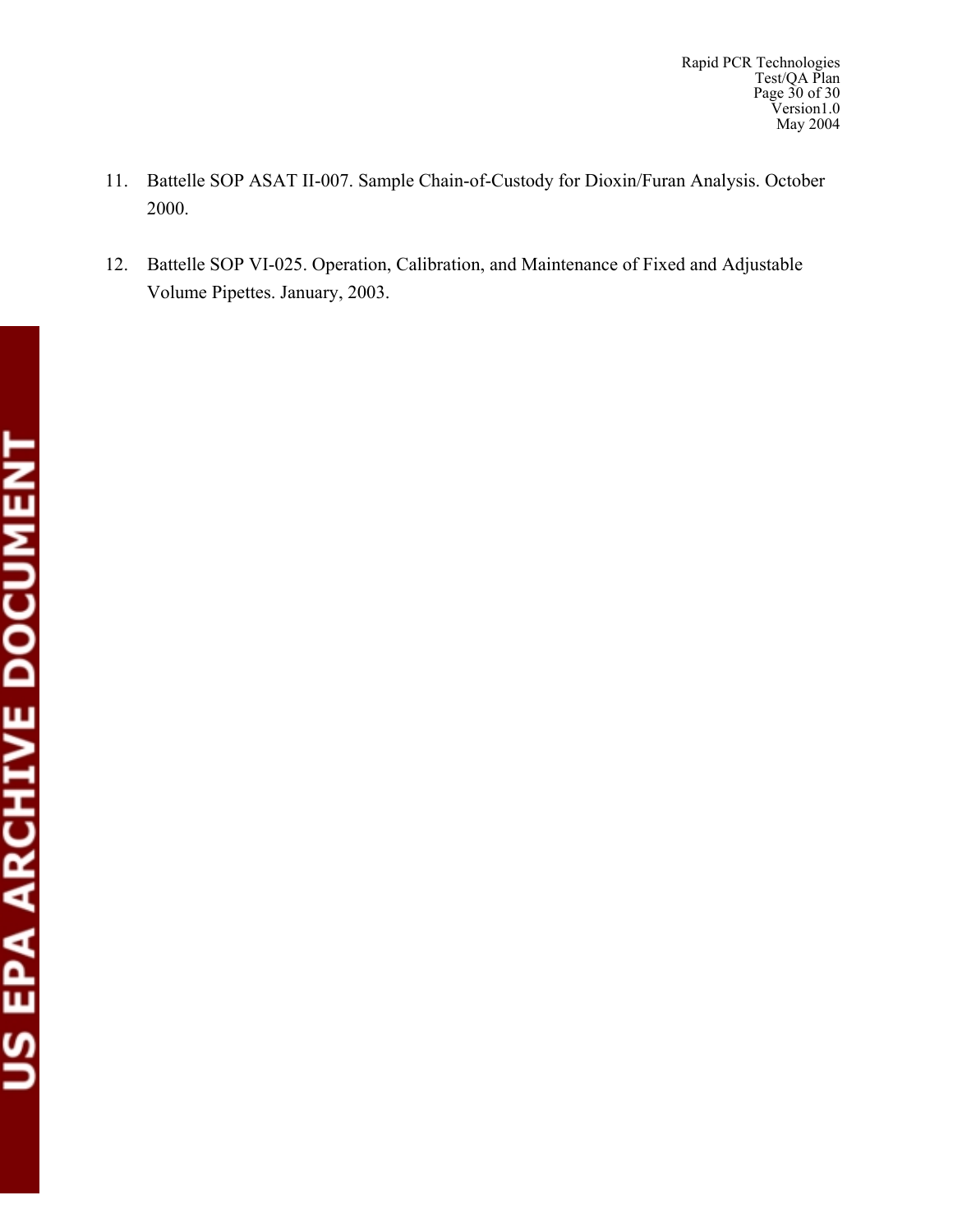11. Battelle SOP ASAT II-007. Sample Chain-of-Custody for Dioxin/Furan Analysis. October 2000.

12. Battelle SOP VI-025. Operation, Calibration, and Maintenance of Fixed and Adjustable Volume Pipettes. January, 2003.